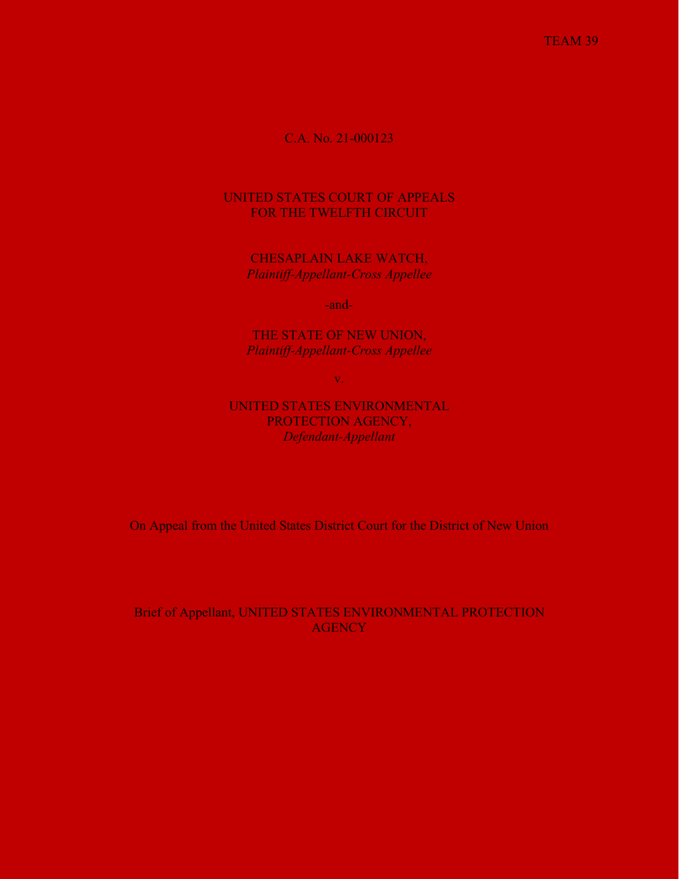TEAM 39

C.A. No. 21-000123

UNITED STATES COURT OF APPEALS
FOR THE TWELFTH CIRCUIT

CHESAPLAIN LAKE WATCH,
*Plaintiff-Appellant-Cross Appellee*

-and-

THE STATE OF NEW UNION,
*Plaintiff-Appellant-Cross Appellee*

v.

UNITED STATES ENVIRONMENTAL
PROTECTION AGENCY,
*Defendant-Appellant*

On Appeal from the United States District Court for the District of New Union

Brief of Appellant, UNITED STATES ENVIRONMENTAL PROTECTION AGENCY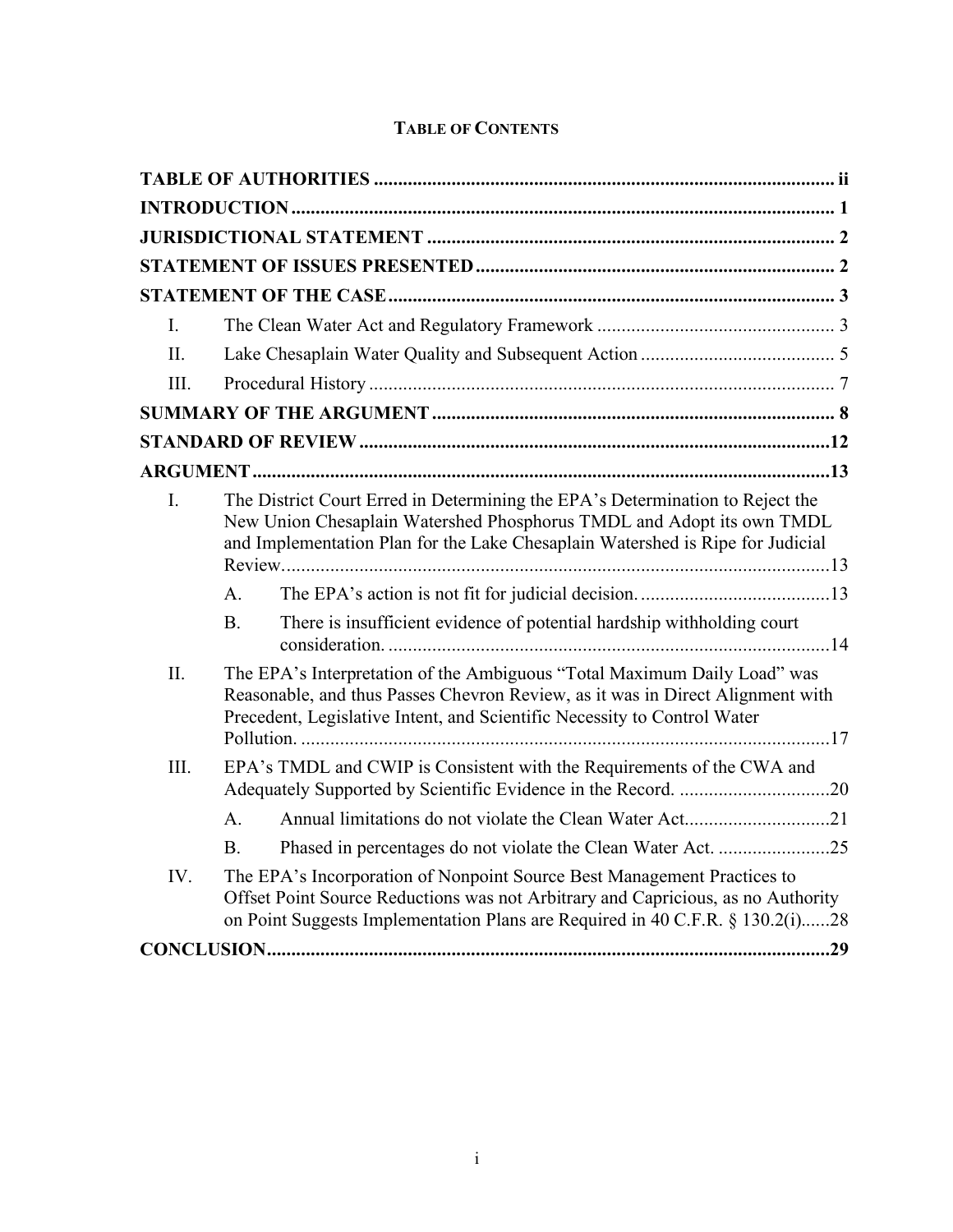**TABLE OF CONTENTS**

**TABLE OF AUTHORITIES** .................................................................................................. ii

**INTRODUCTION** ................................................................................................................ 1

**JURISDICTIONAL STATEMENT** ...................................................................................... 2

**STATEMENT OF ISSUES PRESENTED** ........................................................................... 2

**STATEMENT OF THE CASE** .............................................................................................. 3

- I. The Clean Water Act and Regulatory Framework ................................................. 3
- II. Lake Chesaplain Water Quality and Subsequent Action ........................................ 5
- III. Procedural History ................................................................................................ 7

**SUMMARY OF THE ARGUMENT** ..................................................................................... 8

**STANDARD OF REVIEW** .................................................................................................. 12

**ARGUMENT** ........................................................................................................................ 13

- I. The District Court Erred in Determining the EPA's Determination to Reject the New Union Chesaplain Watershed Phosphorus TMDL and Adopt its own TMDL and Implementation Plan for the Lake Chesaplain Watershed is Ripe for Judicial Review.................................................................................................. 13
  - A. The EPA's action is not fit for judicial decision. ........................................ 13
  - B. There is insufficient evidence of potential hardship withholding court consideration. ........................................................................................... 14
- II. The EPA's Interpretation of the Ambiguous "Total Maximum Daily Load" was Reasonable, and thus Passes Chevron Review, as it was in Direct Alignment with Precedent, Legislative Intent, and Scientific Necessity to Control Water Pollution. .............................................................................................................. 17
- III. EPA's TMDL and CWIP is Consistent with the Requirements of the CWA and Adequately Supported by Scientific Evidence in the Record. ............................... 20
  - A. Annual limitations do not violate the Clean Water Act.............................. 21
  - B. Phased in percentages do not violate the Clean Water Act. ....................... 25
- IV. The EPA's Incorporation of Nonpoint Source Best Management Practices to Offset Point Source Reductions was not Arbitrary and Capricious, as no Authority on Point Suggests Implementation Plans are Required in 40 C.F.R. § 130.2(i)......28

**CONCLUSION** ...................................................................................................................... 29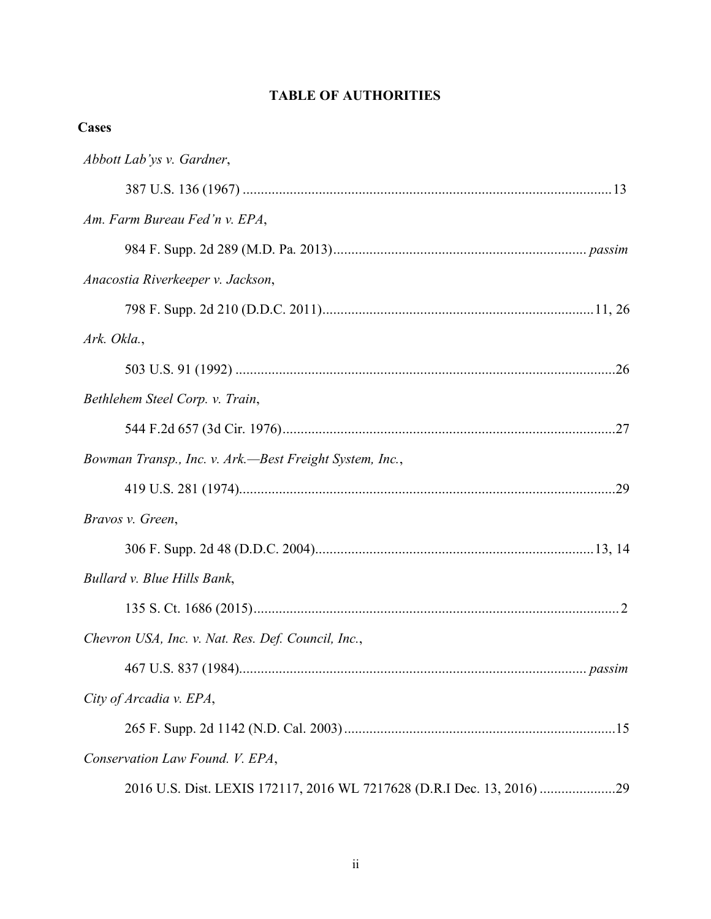## TABLE OF AUTHORITIES

### Cases

*Abbott Lab'ys v. Gardner*,

387 U.S. 136 (1967) ........................................................................................................ 13

*Am. Farm Bureau Fed'n v. EPA*,

984 F. Supp. 2d 289 (M.D. Pa. 2013)...................................................................... *passim*

*Anacostia Riverkeeper v. Jackson*,

798 F. Supp. 2d 210 (D.D.C. 2011)........................................................................... 11, 26

*Ark. Okla.*,

503 U.S. 91 (1992) .......................................................................................................... 26

*Bethlehem Steel Corp. v. Train*,

544 F.2d 657 (3d Cir. 1976)............................................................................................ 27

*Bowman Transp., Inc. v. Ark.—Best Freight System, Inc.*,

419 U.S. 281 (1974)......................................................................................................... 29

*Bravos v. Green*,

306 F. Supp. 2d 48 (D.D.C. 2004)............................................................................. 13, 14

*Bullard v. Blue Hills Bank*,

135 S. Ct. 1686 (2015)...................................................................................................... 2

*Chevron USA, Inc. v. Nat. Res. Def. Council, Inc.*,

467 U.S. 837 (1984)................................................................................................ *passim*

*City of Arcadia v. EPA*,

265 F. Supp. 2d 1142 (N.D. Cal. 2003)........................................................................... 15

*Conservation Law Found. V. EPA*,

2016 U.S. Dist. LEXIS 172117, 2016 WL 7217628 (D.R.I Dec. 13, 2016) ..................... 29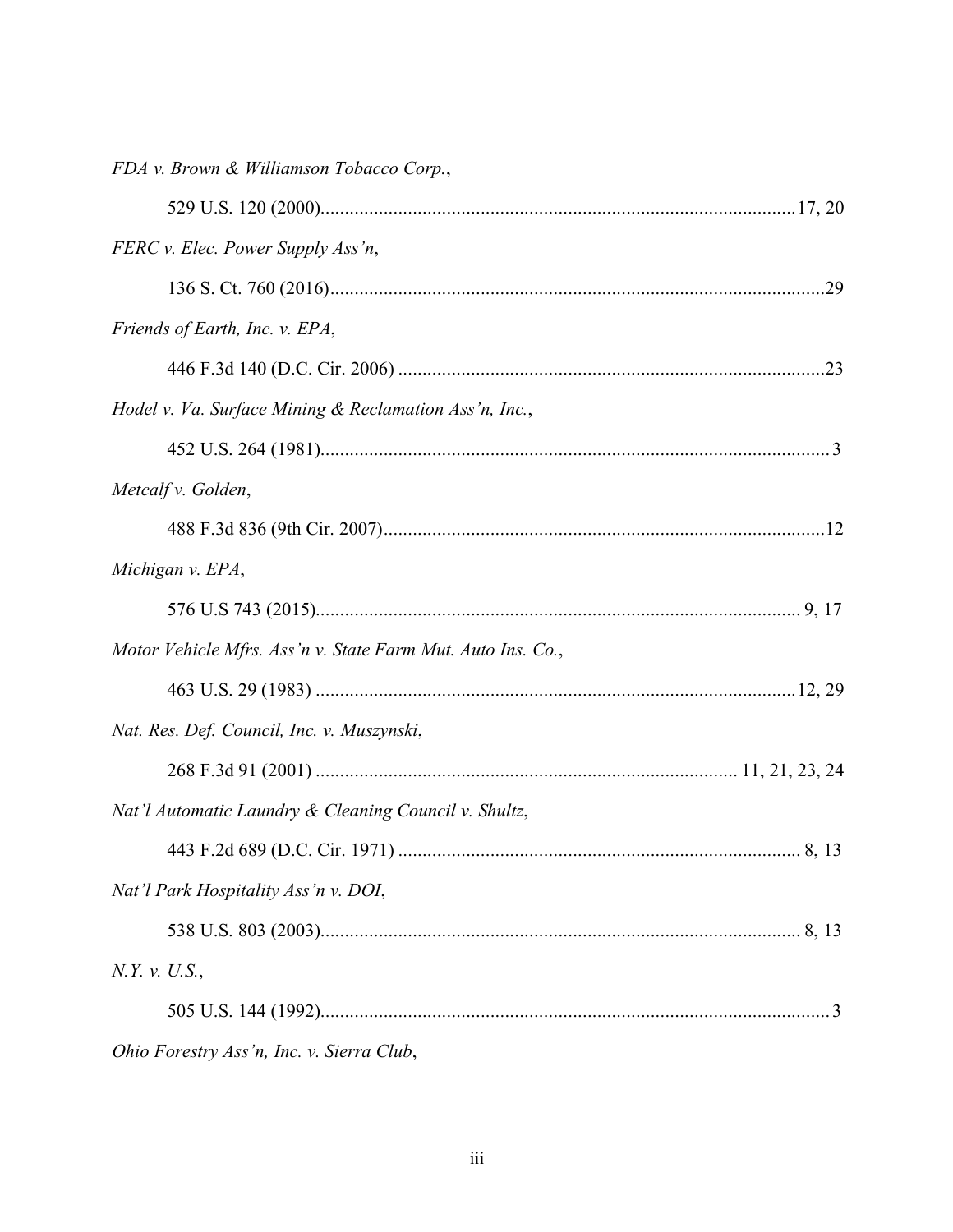*FDA v. Brown & Williamson Tobacco Corp.*,

529 U.S. 120 (2000)..................................................................................................17, 20

*FERC v. Elec. Power Supply Ass'n*,

136 S. Ct. 760 (2016).....................................................................................................29

*Friends of Earth, Inc. v. EPA*,

446 F.3d 140 (D.C. Cir. 2006) .......................................................................................23

*Hodel v. Va. Surface Mining & Reclamation Ass'n, Inc.*,

452 U.S. 264 (1981)........................................................................................................3

*Metcalf v. Golden*,

488 F.3d 836 (9th Cir. 2007)..........................................................................................12

*Michigan v. EPA*,

576 U.S 743 (2015)................................................................................................... 9, 17

*Motor Vehicle Mfrs. Ass'n v. State Farm Mut. Auto Ins. Co.*,

463 U.S. 29 (1983) ...................................................................................................12, 29

*Nat. Res. Def. Council, Inc. v. Muszynski*,

268 F.3d 91 (2001) ..................................................................................... 11, 21, 23, 24

*Nat'l Automatic Laundry & Cleaning Council v. Shultz*,

443 F.2d 689 (D.C. Cir. 1971) .................................................................................. 8, 13

*Nat'l Park Hospitality Ass'n v. DOI*,

538 U.S. 803 (2003)................................................................................................... 8, 13

*N.Y. v. U.S.*,

505 U.S. 144 (1992)........................................................................................................3

*Ohio Forestry Ass'n, Inc. v. Sierra Club*,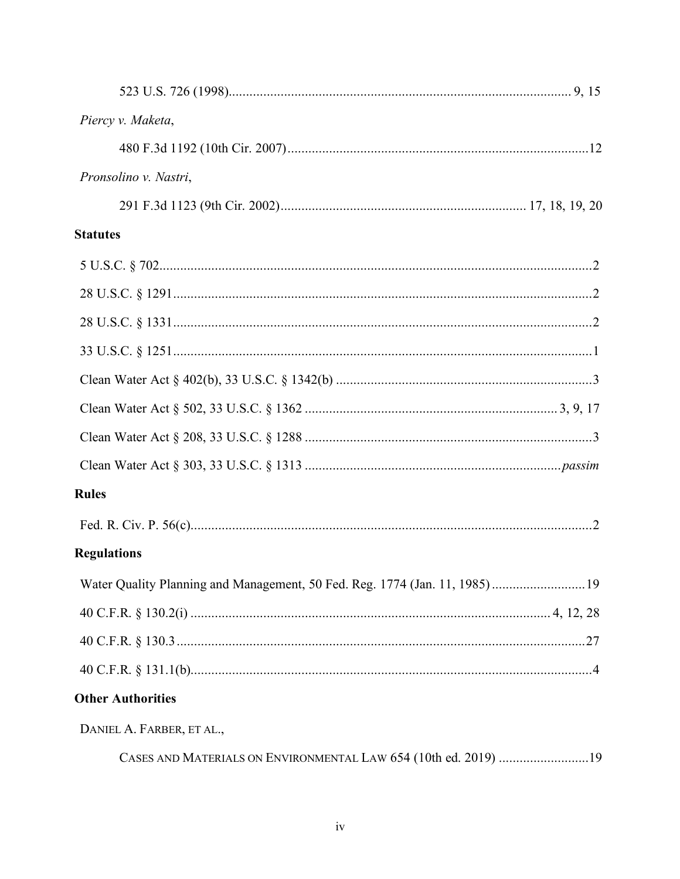523 U.S. 726 (1998)....................................................................................................... 9, 15

*Piercy v. Maketa*,

480 F.3d 1192 (10th Cir. 2007).......................................................................................12

*Pronsolino v. Nastri*,

291 F.3d 1123 (9th Cir. 2002)....................................................................... 17, 18, 19, 20

## Statutes

5 U.S.C. § 702..............................................................................................................2

28 U.S.C. § 1291..........................................................................................................2

28 U.S.C. § 1331..........................................................................................................2

33 U.S.C. § 1251..........................................................................................................1

Clean Water Act § 402(b), 33 U.S.C. § 1342(b) ..........................................................................3

Clean Water Act § 502, 33 U.S.C. § 1362 ........................................................................ 3, 9, 17

Clean Water Act § 208, 33 U.S.C. § 1288 ...................................................................................3

Clean Water Act § 303, 33 U.S.C. § 1313 ..........................................................................*passim*

## Rules

Fed. R. Civ. P. 56(c)....................................................................................................2

## Regulations

Water Quality Planning and Management, 50 Fed. Reg. 1774 (Jan. 11, 1985) ...........................19

40 C.F.R. § 130.2(i) ....................................................................................... 4, 12, 28

40 C.F.R. § 130.3 ........................................................................................................27

40 C.F.R. § 131.1(b)......................................................................................................4

## Other Authorities

DANIEL A. FARBER, ET AL.,

CASES AND MATERIALS ON ENVIRONMENTAL LAW 654 (10th ed. 2019) ..........................19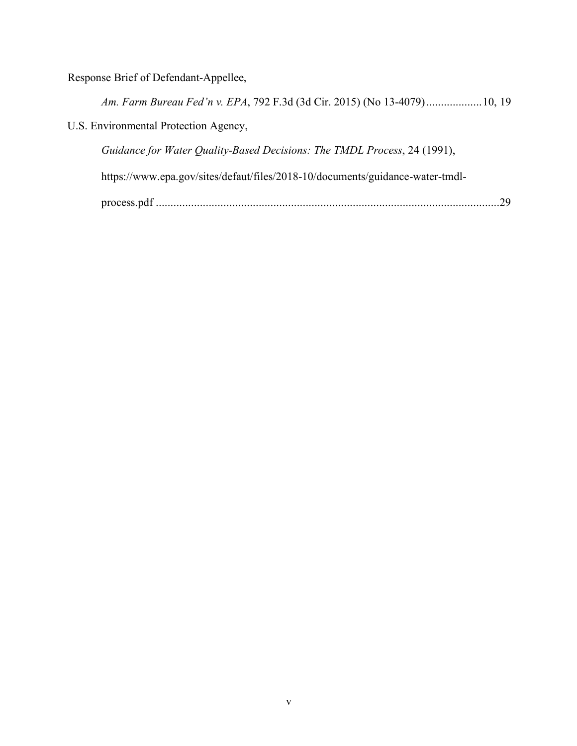Response Brief of Defendant-Appellee,

*Am. Farm Bureau Fed'n v. EPA*, 792 F.3d (3d Cir. 2015) (No 13-4079) .................. 10, 19

U.S. Environmental Protection Agency,

*Guidance for Water Quality-Based Decisions: The TMDL Process*, 24 (1991), https://www.epa.gov/sites/defaut/files/2018-10/documents/guidance-water-tmdl-process.pdf ................................................................................................................... 29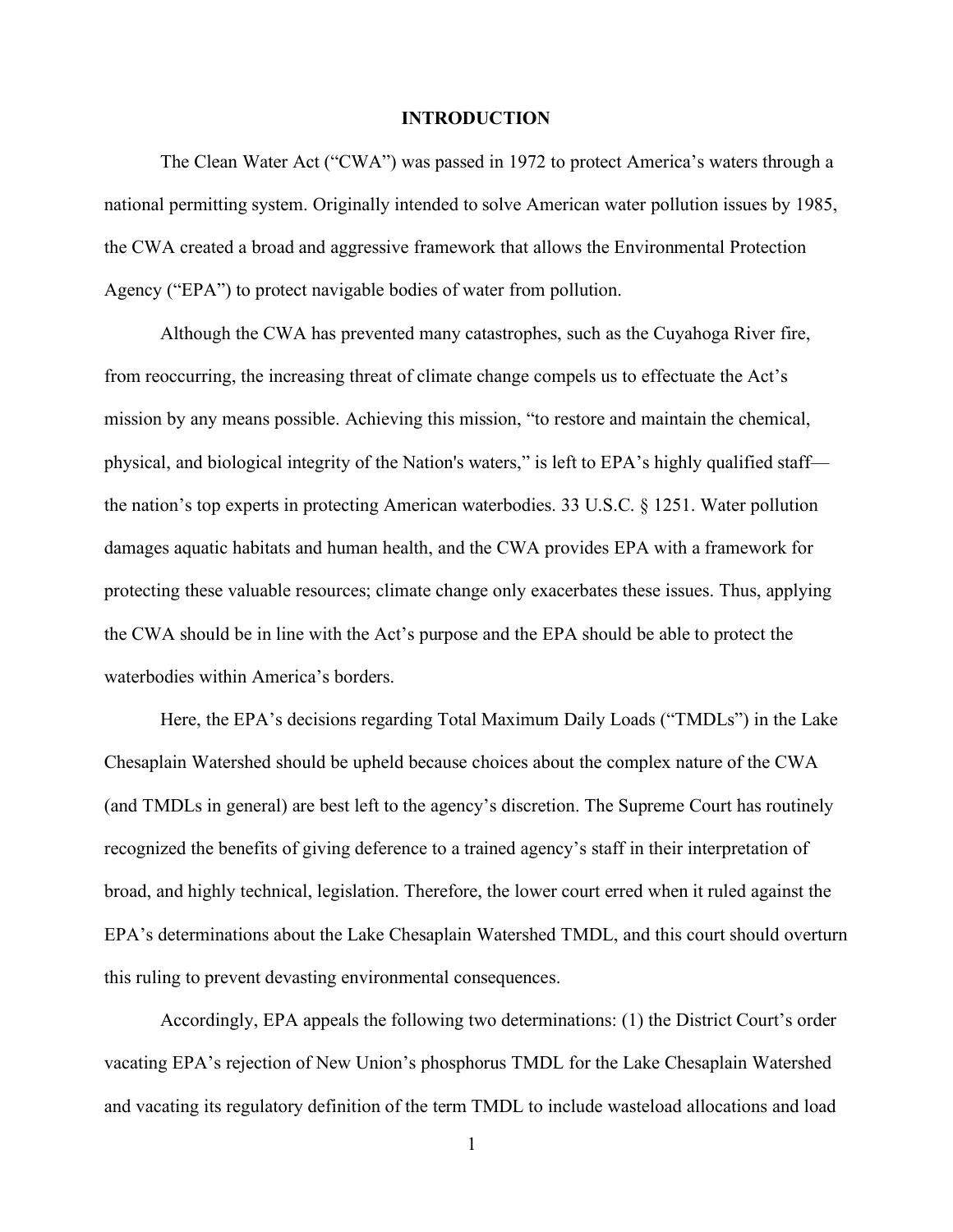# INTRODUCTION

The Clean Water Act ("CWA") was passed in 1972 to protect America's waters through a national permitting system. Originally intended to solve American water pollution issues by 1985, the CWA created a broad and aggressive framework that allows the Environmental Protection Agency ("EPA") to protect navigable bodies of water from pollution.

Although the CWA has prevented many catastrophes, such as the Cuyahoga River fire, from reoccurring, the increasing threat of climate change compels us to effectuate the Act's mission by any means possible. Achieving this mission, "to restore and maintain the chemical, physical, and biological integrity of the Nation's waters," is left to EPA's highly qualified staff—the nation's top experts in protecting American waterbodies. 33 U.S.C. § 1251. Water pollution damages aquatic habitats and human health, and the CWA provides EPA with a framework for protecting these valuable resources; climate change only exacerbates these issues. Thus, applying the CWA should be in line with the Act's purpose and the EPA should be able to protect the waterbodies within America's borders.

Here, the EPA's decisions regarding Total Maximum Daily Loads ("TMDLs") in the Lake Chesaplain Watershed should be upheld because choices about the complex nature of the CWA (and TMDLs in general) are best left to the agency's discretion. The Supreme Court has routinely recognized the benefits of giving deference to a trained agency's staff in their interpretation of broad, and highly technical, legislation. Therefore, the lower court erred when it ruled against the EPA's determinations about the Lake Chesaplain Watershed TMDL, and this court should overturn this ruling to prevent devasting environmental consequences.

Accordingly, EPA appeals the following two determinations: (1) the District Court's order vacating EPA's rejection of New Union's phosphorus TMDL for the Lake Chesaplain Watershed and vacating its regulatory definition of the term TMDL to include wasteload allocations and load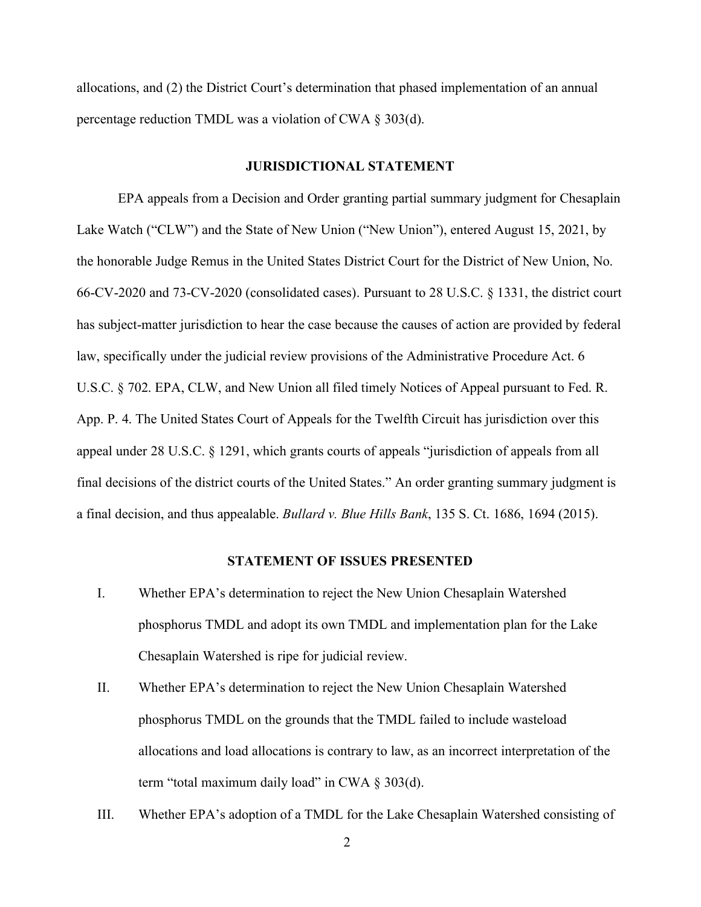allocations, and (2) the District Court's determination that phased implementation of an annual percentage reduction TMDL was a violation of CWA § 303(d).

## JURISDICTIONAL STATEMENT

EPA appeals from a Decision and Order granting partial summary judgment for Chesaplain Lake Watch ("CLW") and the State of New Union ("New Union"), entered August 15, 2021, by the honorable Judge Remus in the United States District Court for the District of New Union, No. 66-CV-2020 and 73-CV-2020 (consolidated cases). Pursuant to 28 U.S.C. § 1331, the district court has subject-matter jurisdiction to hear the case because the causes of action are provided by federal law, specifically under the judicial review provisions of the Administrative Procedure Act. 6 U.S.C. § 702. EPA, CLW, and New Union all filed timely Notices of Appeal pursuant to Fed. R. App. P. 4. The United States Court of Appeals for the Twelfth Circuit has jurisdiction over this appeal under 28 U.S.C. § 1291, which grants courts of appeals "jurisdiction of appeals from all final decisions of the district courts of the United States." An order granting summary judgment is a final decision, and thus appealable. *Bullard v. Blue Hills Bank*, 135 S. Ct. 1686, 1694 (2015).

## STATEMENT OF ISSUES PRESENTED

I. Whether EPA's determination to reject the New Union Chesaplain Watershed phosphorus TMDL and adopt its own TMDL and implementation plan for the Lake Chesaplain Watershed is ripe for judicial review.

II. Whether EPA's determination to reject the New Union Chesaplain Watershed phosphorus TMDL on the grounds that the TMDL failed to include wasteload allocations and load allocations is contrary to law, as an incorrect interpretation of the term "total maximum daily load" in CWA § 303(d).

III. Whether EPA's adoption of a TMDL for the Lake Chesaplain Watershed consisting of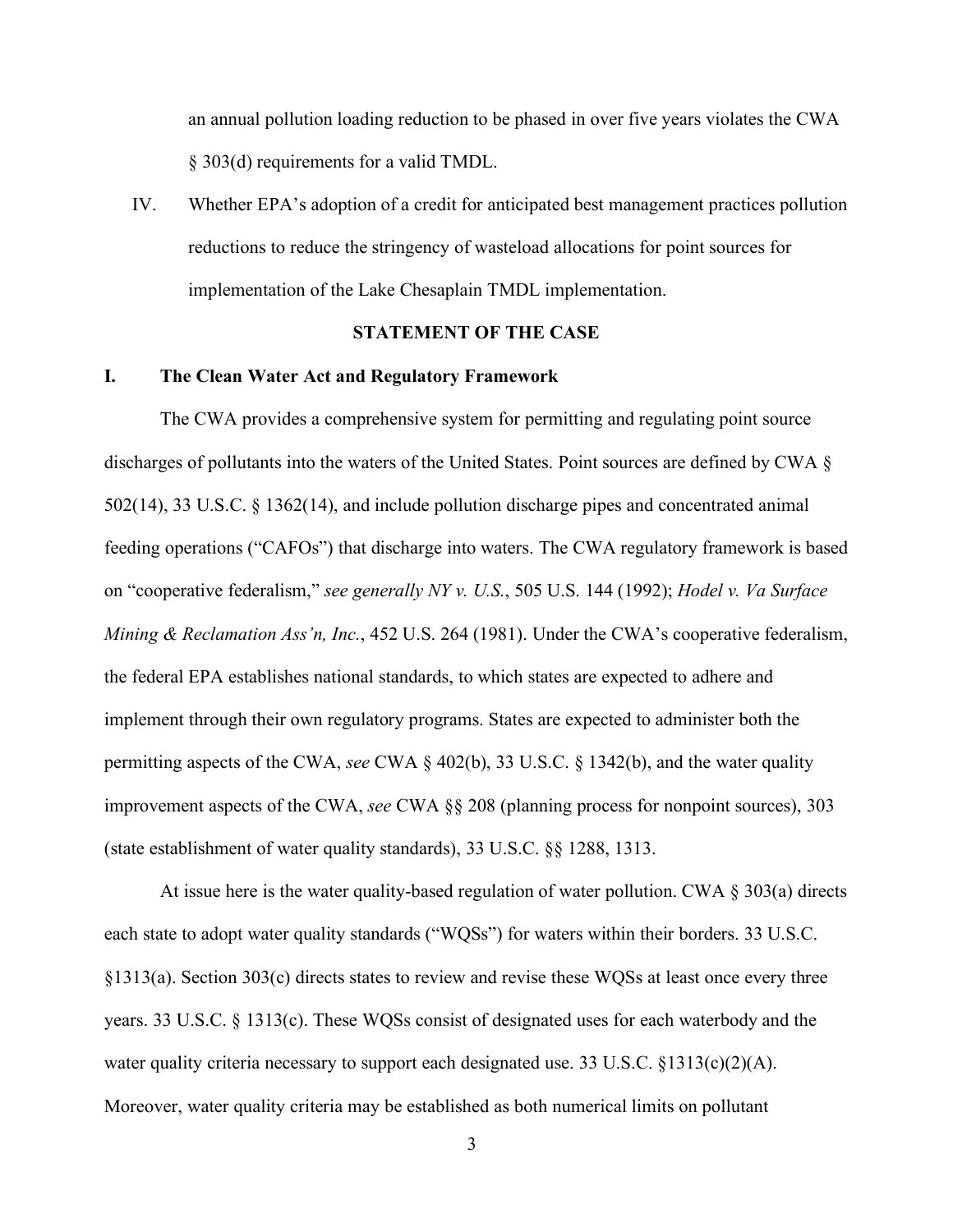an annual pollution loading reduction to be phased in over five years violates the CWA § 303(d) requirements for a valid TMDL.

IV. Whether EPA's adoption of a credit for anticipated best management practices pollution reductions to reduce the stringency of wasteload allocations for point sources for implementation of the Lake Chesaplain TMDL implementation.

## STATEMENT OF THE CASE

### I. The Clean Water Act and Regulatory Framework

The CWA provides a comprehensive system for permitting and regulating point source discharges of pollutants into the waters of the United States. Point sources are defined by CWA § 502(14), 33 U.S.C. § 1362(14), and include pollution discharge pipes and concentrated animal feeding operations ("CAFOs") that discharge into waters. The CWA regulatory framework is based on "cooperative federalism," *see generally NY v. U.S.*, 505 U.S. 144 (1992); *Hodel v. Va Surface Mining & Reclamation Ass'n, Inc.*, 452 U.S. 264 (1981). Under the CWA's cooperative federalism, the federal EPA establishes national standards, to which states are expected to adhere and implement through their own regulatory programs. States are expected to administer both the permitting aspects of the CWA, *see* CWA § 402(b), 33 U.S.C. § 1342(b), and the water quality improvement aspects of the CWA, *see* CWA §§ 208 (planning process for nonpoint sources), 303 (state establishment of water quality standards), 33 U.S.C. §§ 1288, 1313.

At issue here is the water quality-based regulation of water pollution. CWA § 303(a) directs each state to adopt water quality standards ("WQSs") for waters within their borders. 33 U.S.C. §1313(a). Section 303(c) directs states to review and revise these WQSs at least once every three years. 33 U.S.C. § 1313(c). These WQSs consist of designated uses for each waterbody and the water quality criteria necessary to support each designated use. 33 U.S.C. §1313(c)(2)(A). Moreover, water quality criteria may be established as both numerical limits on pollutant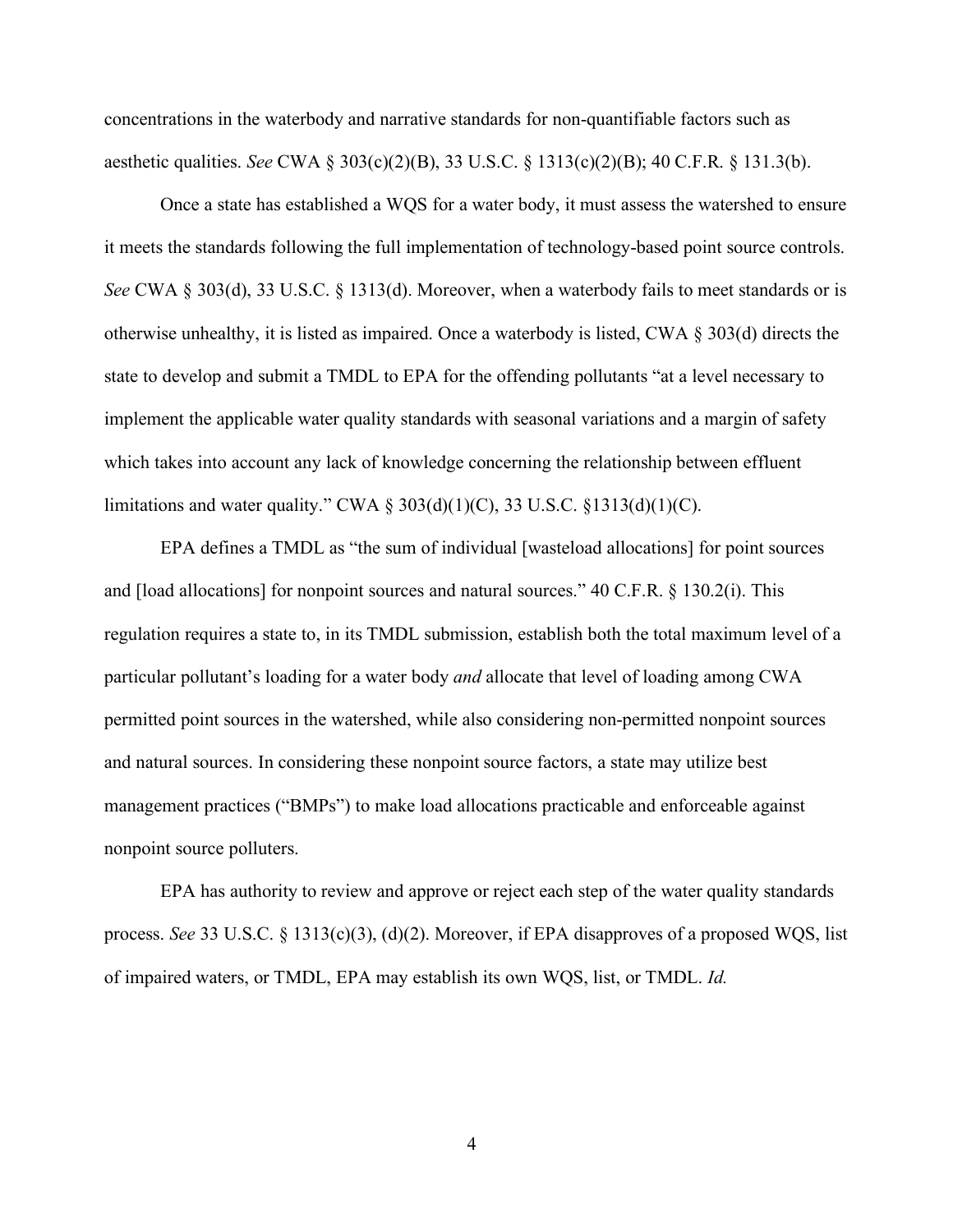concentrations in the waterbody and narrative standards for non-quantifiable factors such as aesthetic qualities. *See* CWA § 303(c)(2)(B), 33 U.S.C. § 1313(c)(2)(B); 40 C.F.R. § 131.3(b).

Once a state has established a WQS for a water body, it must assess the watershed to ensure it meets the standards following the full implementation of technology-based point source controls. *See* CWA § 303(d), 33 U.S.C. § 1313(d). Moreover, when a waterbody fails to meet standards or is otherwise unhealthy, it is listed as impaired. Once a waterbody is listed, CWA § 303(d) directs the state to develop and submit a TMDL to EPA for the offending pollutants "at a level necessary to implement the applicable water quality standards with seasonal variations and a margin of safety which takes into account any lack of knowledge concerning the relationship between effluent limitations and water quality." CWA § 303(d)(1)(C), 33 U.S.C. §1313(d)(1)(C).

EPA defines a TMDL as "the sum of individual [wasteload allocations] for point sources and [load allocations] for nonpoint sources and natural sources." 40 C.F.R. § 130.2(i). This regulation requires a state to, in its TMDL submission, establish both the total maximum level of a particular pollutant's loading for a water body *and* allocate that level of loading among CWA permitted point sources in the watershed, while also considering non-permitted nonpoint sources and natural sources. In considering these nonpoint source factors, a state may utilize best management practices ("BMPs") to make load allocations practicable and enforceable against nonpoint source polluters.

EPA has authority to review and approve or reject each step of the water quality standards process. *See* 33 U.S.C. § 1313(c)(3), (d)(2). Moreover, if EPA disapproves of a proposed WQS, list of impaired waters, or TMDL, EPA may establish its own WQS, list, or TMDL. *Id.*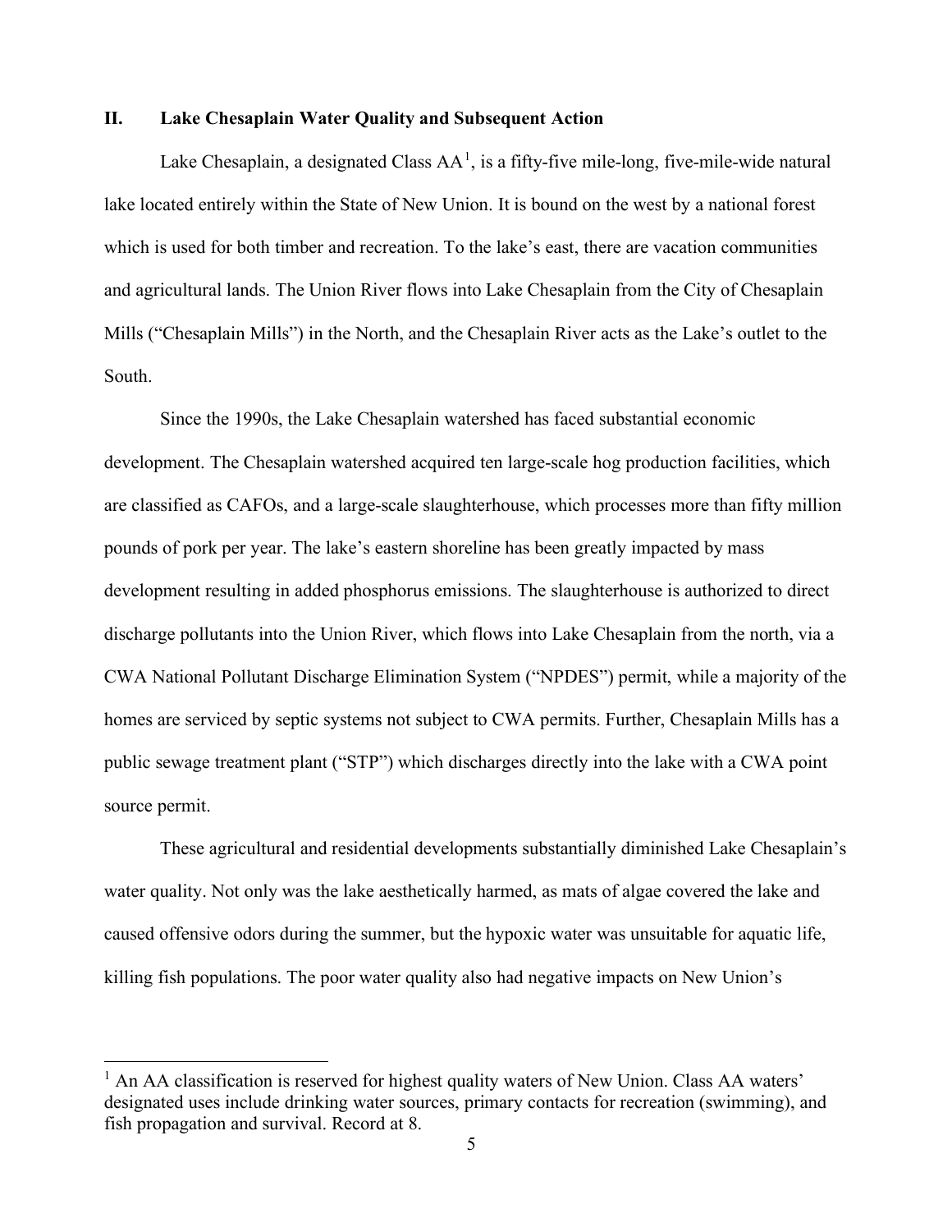## II. Lake Chesaplain Water Quality and Subsequent Action

Lake Chesaplain, a designated Class AA[1], is a fifty-five mile-long, five-mile-wide natural lake located entirely within the State of New Union. It is bound on the west by a national forest which is used for both timber and recreation. To the lake's east, there are vacation communities and agricultural lands. The Union River flows into Lake Chesaplain from the City of Chesaplain Mills ("Chesaplain Mills") in the North, and the Chesaplain River acts as the Lake's outlet to the South.

Since the 1990s, the Lake Chesaplain watershed has faced substantial economic development. The Chesaplain watershed acquired ten large-scale hog production facilities, which are classified as CAFOs, and a large-scale slaughterhouse, which processes more than fifty million pounds of pork per year. The lake's eastern shoreline has been greatly impacted by mass development resulting in added phosphorus emissions. The slaughterhouse is authorized to direct discharge pollutants into the Union River, which flows into Lake Chesaplain from the north, via a CWA National Pollutant Discharge Elimination System ("NPDES") permit, while a majority of the homes are serviced by septic systems not subject to CWA permits. Further, Chesaplain Mills has a public sewage treatment plant ("STP") which discharges directly into the lake with a CWA point source permit.

These agricultural and residential developments substantially diminished Lake Chesaplain's water quality. Not only was the lake aesthetically harmed, as mats of algae covered the lake and caused offensive odors during the summer, but the hypoxic water was unsuitable for aquatic life, killing fish populations. The poor water quality also had negative impacts on New Union's

[1] An AA classification is reserved for highest quality waters of New Union. Class AA waters' designated uses include drinking water sources, primary contacts for recreation (swimming), and fish propagation and survival. Record at 8.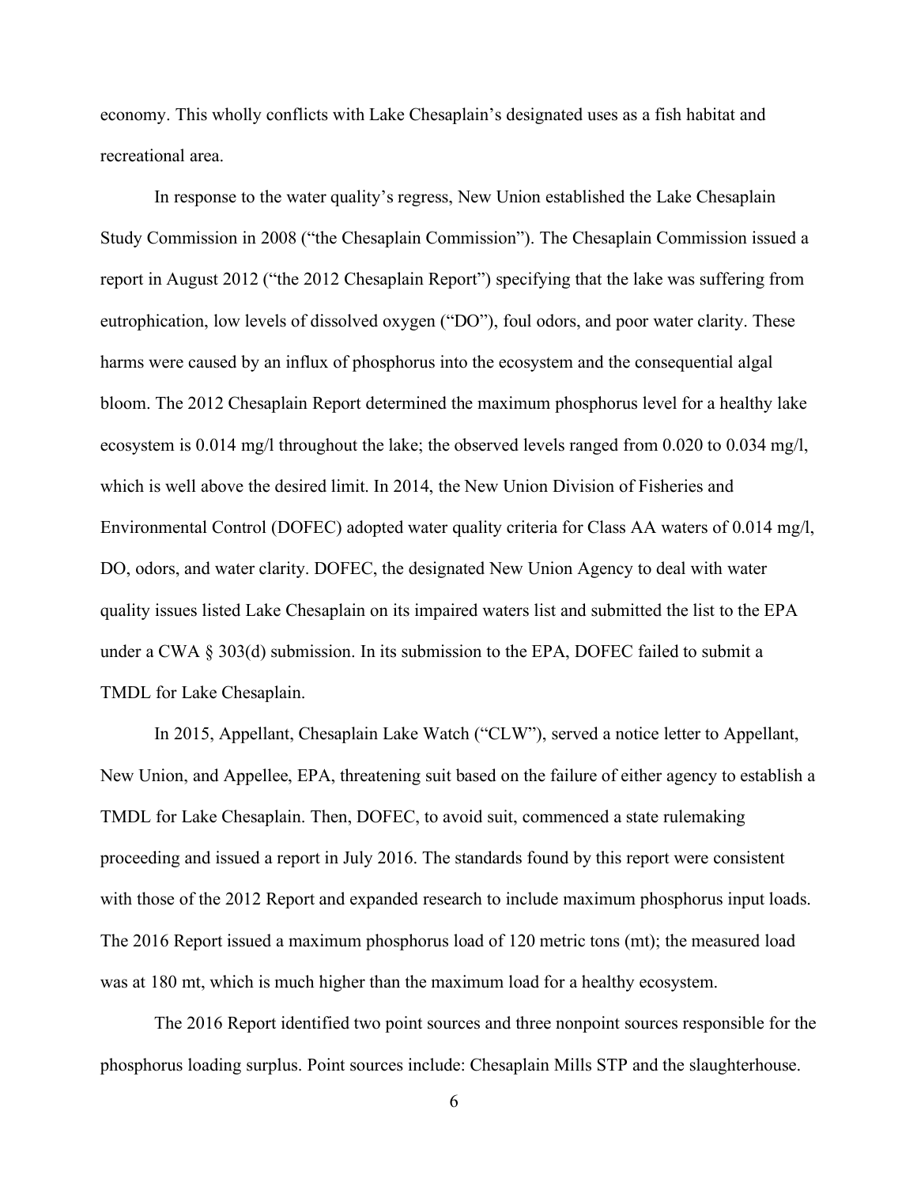economy. This wholly conflicts with Lake Chesaplain's designated uses as a fish habitat and recreational area.

In response to the water quality's regress, New Union established the Lake Chesaplain Study Commission in 2008 ("the Chesaplain Commission"). The Chesaplain Commission issued a report in August 2012 ("the 2012 Chesaplain Report") specifying that the lake was suffering from eutrophication, low levels of dissolved oxygen ("DO"), foul odors, and poor water clarity. These harms were caused by an influx of phosphorus into the ecosystem and the consequential algal bloom. The 2012 Chesaplain Report determined the maximum phosphorus level for a healthy lake ecosystem is 0.014 mg/l throughout the lake; the observed levels ranged from 0.020 to 0.034 mg/l, which is well above the desired limit. In 2014, the New Union Division of Fisheries and Environmental Control (DOFEC) adopted water quality criteria for Class AA waters of 0.014 mg/l, DO, odors, and water clarity. DOFEC, the designated New Union Agency to deal with water quality issues listed Lake Chesaplain on its impaired waters list and submitted the list to the EPA under a CWA § 303(d) submission. In its submission to the EPA, DOFEC failed to submit a TMDL for Lake Chesaplain.

In 2015, Appellant, Chesaplain Lake Watch ("CLW"), served a notice letter to Appellant, New Union, and Appellee, EPA, threatening suit based on the failure of either agency to establish a TMDL for Lake Chesaplain. Then, DOFEC, to avoid suit, commenced a state rulemaking proceeding and issued a report in July 2016. The standards found by this report were consistent with those of the 2012 Report and expanded research to include maximum phosphorus input loads. The 2016 Report issued a maximum phosphorus load of 120 metric tons (mt); the measured load was at 180 mt, which is much higher than the maximum load for a healthy ecosystem.

The 2016 Report identified two point sources and three nonpoint sources responsible for the phosphorus loading surplus. Point sources include: Chesaplain Mills STP and the slaughterhouse.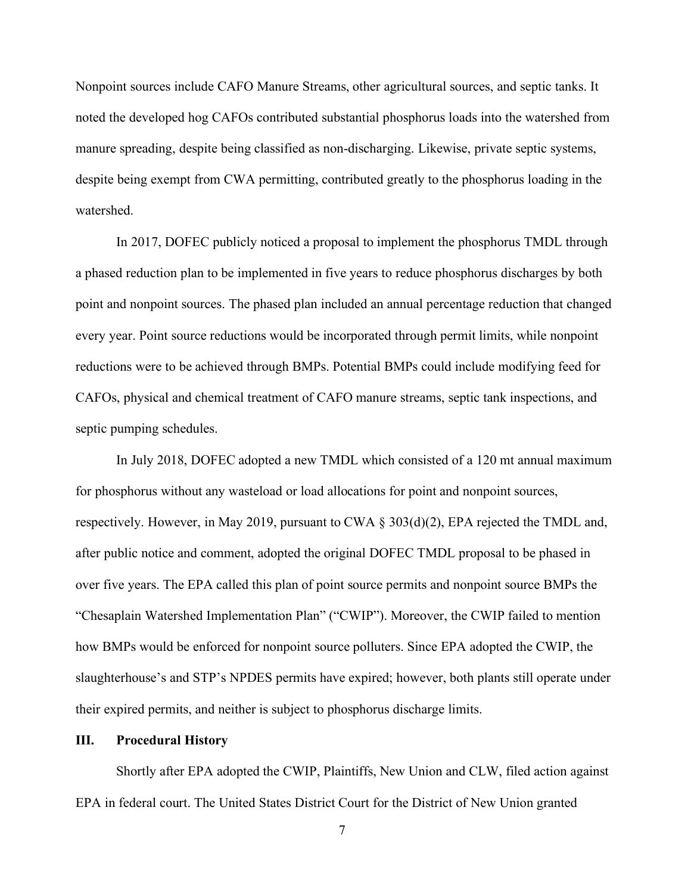Nonpoint sources include CAFO Manure Streams, other agricultural sources, and septic tanks. It noted the developed hog CAFOs contributed substantial phosphorus loads into the watershed from manure spreading, despite being classified as non-discharging. Likewise, private septic systems, despite being exempt from CWA permitting, contributed greatly to the phosphorus loading in the watershed.

In 2017, DOFEC publicly noticed a proposal to implement the phosphorus TMDL through a phased reduction plan to be implemented in five years to reduce phosphorus discharges by both point and nonpoint sources. The phased plan included an annual percentage reduction that changed every year. Point source reductions would be incorporated through permit limits, while nonpoint reductions were to be achieved through BMPs. Potential BMPs could include modifying feed for CAFOs, physical and chemical treatment of CAFO manure streams, septic tank inspections, and septic pumping schedules.

In July 2018, DOFEC adopted a new TMDL which consisted of a 120 mt annual maximum for phosphorus without any wasteload or load allocations for point and nonpoint sources, respectively. However, in May 2019, pursuant to CWA § 303(d)(2), EPA rejected the TMDL and, after public notice and comment, adopted the original DOFEC TMDL proposal to be phased in over five years. The EPA called this plan of point source permits and nonpoint source BMPs the "Chesaplain Watershed Implementation Plan" ("CWIP"). Moreover, the CWIP failed to mention how BMPs would be enforced for nonpoint source polluters. Since EPA adopted the CWIP, the slaughterhouse's and STP's NPDES permits have expired; however, both plants still operate under their expired permits, and neither is subject to phosphorus discharge limits.

## III. Procedural History

Shortly after EPA adopted the CWIP, Plaintiffs, New Union and CLW, filed action against EPA in federal court. The United States District Court for the District of New Union granted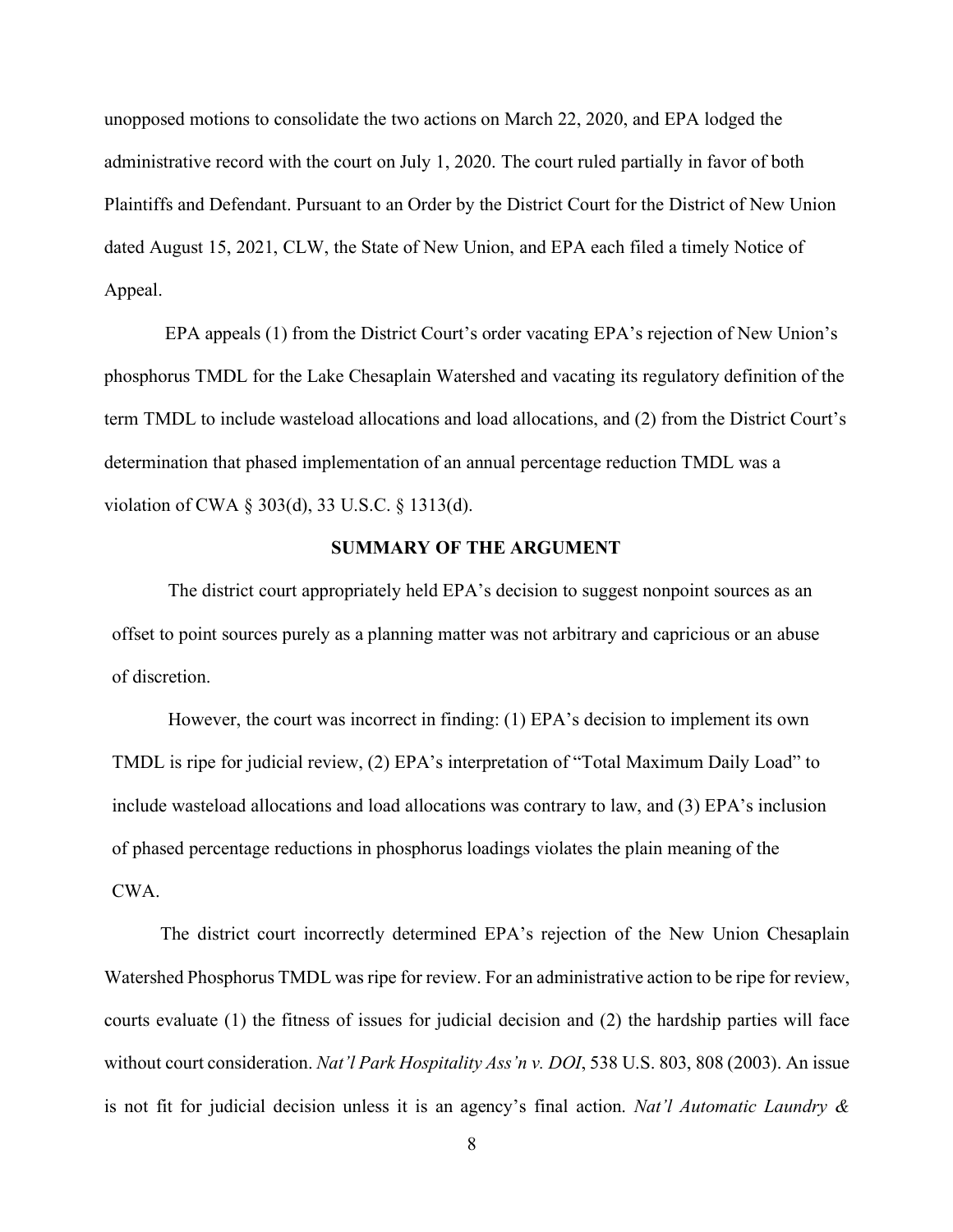unopposed motions to consolidate the two actions on March 22, 2020, and EPA lodged the administrative record with the court on July 1, 2020. The court ruled partially in favor of both Plaintiffs and Defendant. Pursuant to an Order by the District Court for the District of New Union dated August 15, 2021, CLW, the State of New Union, and EPA each filed a timely Notice of Appeal.

EPA appeals (1) from the District Court's order vacating EPA's rejection of New Union's phosphorus TMDL for the Lake Chesaplain Watershed and vacating its regulatory definition of the term TMDL to include wasteload allocations and load allocations, and (2) from the District Court's determination that phased implementation of an annual percentage reduction TMDL was a violation of CWA § 303(d), 33 U.S.C. § 1313(d).

## SUMMARY OF THE ARGUMENT

The district court appropriately held EPA's decision to suggest nonpoint sources as an offset to point sources purely as a planning matter was not arbitrary and capricious or an abuse of discretion.

However, the court was incorrect in finding: (1) EPA's decision to implement its own TMDL is ripe for judicial review, (2) EPA's interpretation of "Total Maximum Daily Load" to include wasteload allocations and load allocations was contrary to law, and (3) EPA's inclusion of phased percentage reductions in phosphorus loadings violates the plain meaning of the CWA.

The district court incorrectly determined EPA's rejection of the New Union Chesaplain Watershed Phosphorus TMDL was ripe for review. For an administrative action to be ripe for review, courts evaluate (1) the fitness of issues for judicial decision and (2) the hardship parties will face without court consideration. *Nat'l Park Hospitality Ass'n v. DOI*, 538 U.S. 803, 808 (2003). An issue is not fit for judicial decision unless it is an agency's final action. *Nat'l Automatic Laundry &*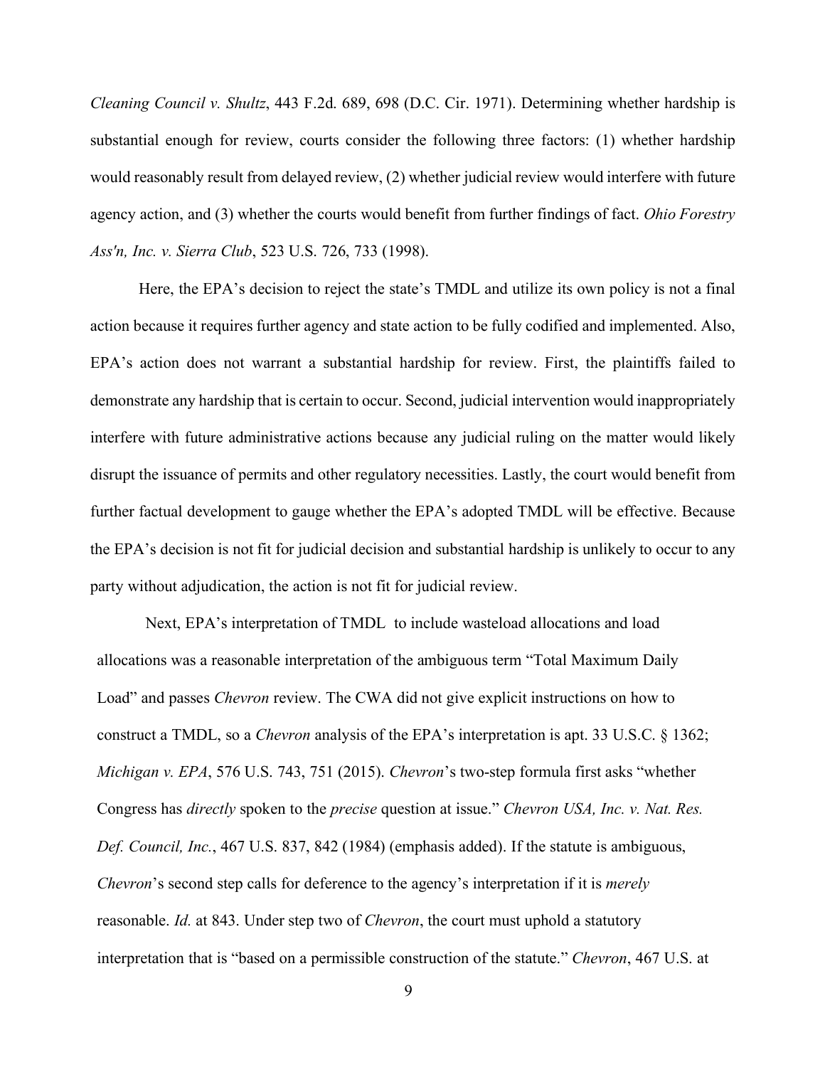*Cleaning Council v. Shultz*, 443 F.2d. 689, 698 (D.C. Cir. 1971). Determining whether hardship is substantial enough for review, courts consider the following three factors: (1) whether hardship would reasonably result from delayed review, (2) whether judicial review would interfere with future agency action, and (3) whether the courts would benefit from further findings of fact. *Ohio Forestry Ass'n, Inc. v. Sierra Club*, 523 U.S. 726, 733 (1998).

Here, the EPA's decision to reject the state's TMDL and utilize its own policy is not a final action because it requires further agency and state action to be fully codified and implemented. Also, EPA's action does not warrant a substantial hardship for review. First, the plaintiffs failed to demonstrate any hardship that is certain to occur. Second, judicial intervention would inappropriately interfere with future administrative actions because any judicial ruling on the matter would likely disrupt the issuance of permits and other regulatory necessities. Lastly, the court would benefit from further factual development to gauge whether the EPA's adopted TMDL will be effective. Because the EPA's decision is not fit for judicial decision and substantial hardship is unlikely to occur to any party without adjudication, the action is not fit for judicial review.

Next, EPA's interpretation of TMDL to include wasteload allocations and load allocations was a reasonable interpretation of the ambiguous term "Total Maximum Daily Load" and passes *Chevron* review. The CWA did not give explicit instructions on how to construct a TMDL, so a *Chevron* analysis of the EPA's interpretation is apt. 33 U.S.C. § 1362; *Michigan v. EPA*, 576 U.S. 743, 751 (2015). *Chevron*'s two-step formula first asks "whether Congress has *directly* spoken to the *precise* question at issue." *Chevron USA, Inc. v. Nat. Res. Def. Council, Inc.*, 467 U.S. 837, 842 (1984) (emphasis added). If the statute is ambiguous, *Chevron*'s second step calls for deference to the agency's interpretation if it is *merely* reasonable. *Id.* at 843. Under step two of *Chevron*, the court must uphold a statutory interpretation that is "based on a permissible construction of the statute." *Chevron*, 467 U.S. at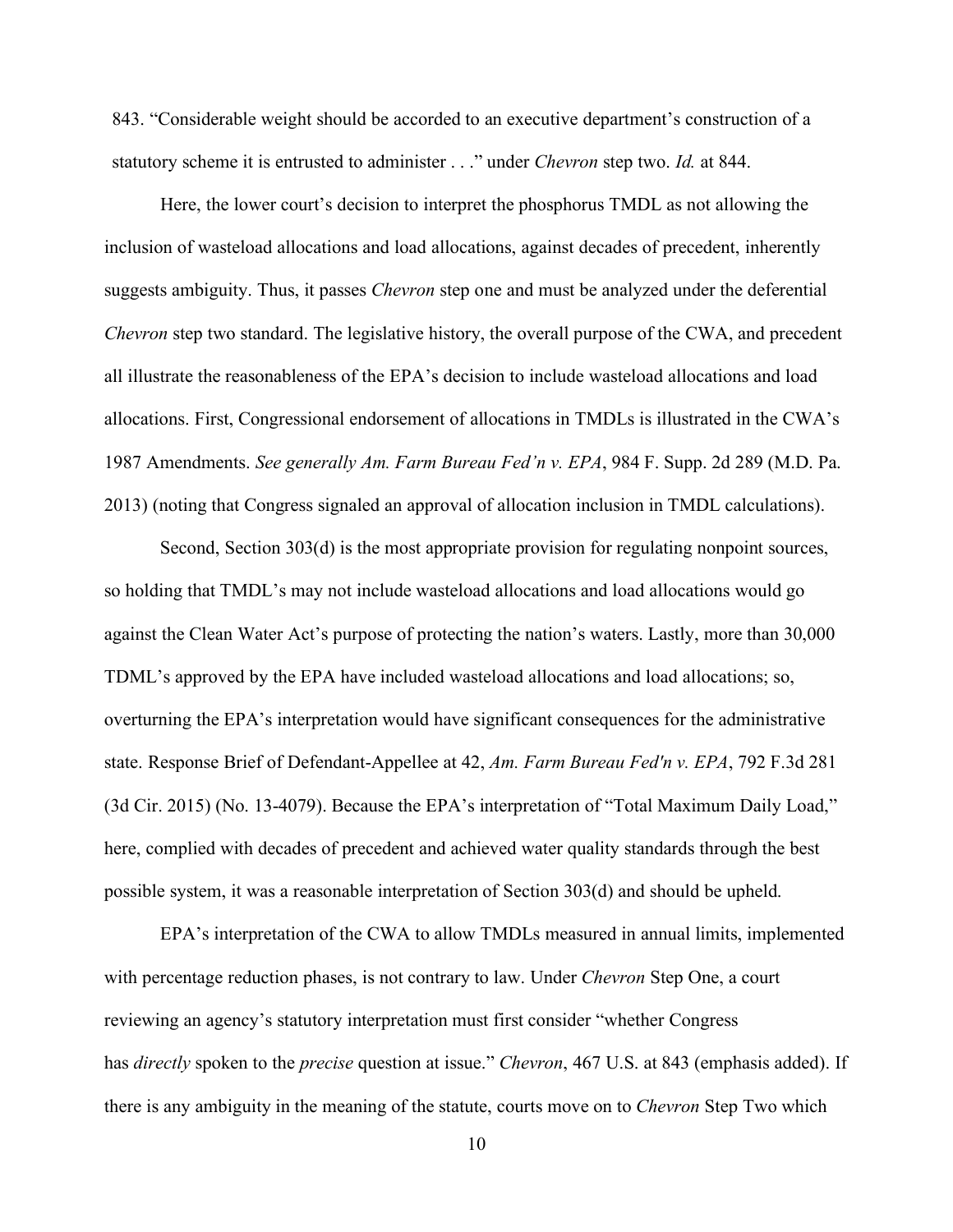843. "Considerable weight should be accorded to an executive department's construction of a statutory scheme it is entrusted to administer . . ." under *Chevron* step two. *Id.* at 844.

Here, the lower court's decision to interpret the phosphorus TMDL as not allowing the inclusion of wasteload allocations and load allocations, against decades of precedent, inherently suggests ambiguity. Thus, it passes *Chevron* step one and must be analyzed under the deferential *Chevron* step two standard. The legislative history, the overall purpose of the CWA, and precedent all illustrate the reasonableness of the EPA's decision to include wasteload allocations and load allocations. First, Congressional endorsement of allocations in TMDLs is illustrated in the CWA's 1987 Amendments. *See generally Am. Farm Bureau Fed'n v. EPA*, 984 F. Supp. 2d 289 (M.D. Pa. 2013) (noting that Congress signaled an approval of allocation inclusion in TMDL calculations).

Second, Section 303(d) is the most appropriate provision for regulating nonpoint sources, so holding that TMDL's may not include wasteload allocations and load allocations would go against the Clean Water Act's purpose of protecting the nation's waters. Lastly, more than 30,000 TDML's approved by the EPA have included wasteload allocations and load allocations; so, overturning the EPA's interpretation would have significant consequences for the administrative state. Response Brief of Defendant-Appellee at 42, *Am. Farm Bureau Fed'n v. EPA*, 792 F.3d 281 (3d Cir. 2015) (No. 13-4079). Because the EPA's interpretation of "Total Maximum Daily Load," here, complied with decades of precedent and achieved water quality standards through the best possible system, it was a reasonable interpretation of Section 303(d) and should be upheld.

EPA's interpretation of the CWA to allow TMDLs measured in annual limits, implemented with percentage reduction phases, is not contrary to law. Under *Chevron* Step One, a court reviewing an agency's statutory interpretation must first consider "whether Congress has *directly* spoken to the *precise* question at issue." *Chevron*, 467 U.S. at 843 (emphasis added). If there is any ambiguity in the meaning of the statute, courts move on to *Chevron* Step Two which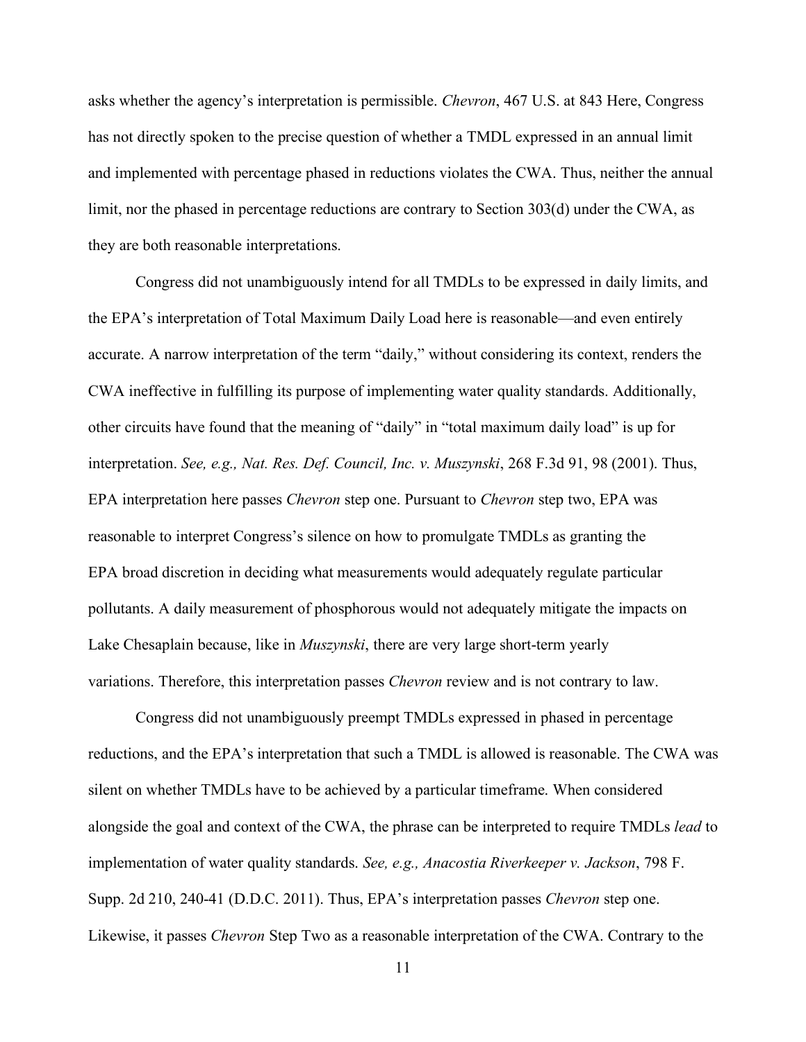asks whether the agency's interpretation is permissible. *Chevron*, 467 U.S. at 843 Here, Congress has not directly spoken to the precise question of whether a TMDL expressed in an annual limit and implemented with percentage phased in reductions violates the CWA. Thus, neither the annual limit, nor the phased in percentage reductions are contrary to Section 303(d) under the CWA, as they are both reasonable interpretations.

Congress did not unambiguously intend for all TMDLs to be expressed in daily limits, and the EPA's interpretation of Total Maximum Daily Load here is reasonable—and even entirely accurate. A narrow interpretation of the term "daily," without considering its context, renders the CWA ineffective in fulfilling its purpose of implementing water quality standards. Additionally, other circuits have found that the meaning of "daily" in "total maximum daily load" is up for interpretation. *See, e.g., Nat. Res. Def. Council, Inc. v. Muszynski*, 268 F.3d 91, 98 (2001). Thus, EPA interpretation here passes *Chevron* step one. Pursuant to *Chevron* step two, EPA was reasonable to interpret Congress's silence on how to promulgate TMDLs as granting the EPA broad discretion in deciding what measurements would adequately regulate particular pollutants. A daily measurement of phosphorous would not adequately mitigate the impacts on Lake Chesaplain because, like in *Muszynski*, there are very large short-term yearly variations. Therefore, this interpretation passes *Chevron* review and is not contrary to law.

Congress did not unambiguously preempt TMDLs expressed in phased in percentage reductions, and the EPA's interpretation that such a TMDL is allowed is reasonable. The CWA was silent on whether TMDLs have to be achieved by a particular timeframe. When considered alongside the goal and context of the CWA, the phrase can be interpreted to require TMDLs *lead* to implementation of water quality standards. *See, e.g., Anacostia Riverkeeper v. Jackson*, 798 F. Supp. 2d 210, 240-41 (D.D.C. 2011). Thus, EPA's interpretation passes *Chevron* step one. Likewise, it passes *Chevron* Step Two as a reasonable interpretation of the CWA. Contrary to the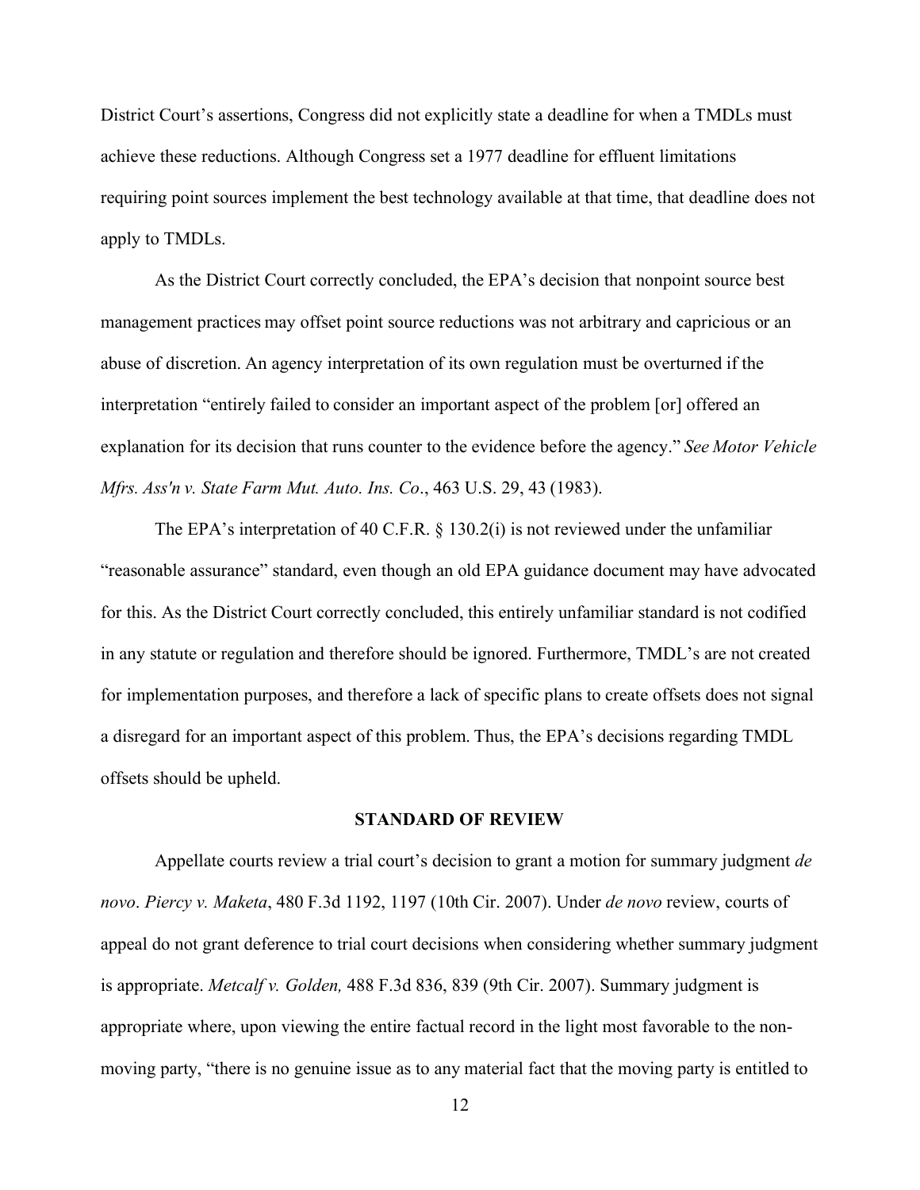District Court's assertions, Congress did not explicitly state a deadline for when a TMDLs must achieve these reductions. Although Congress set a 1977 deadline for effluent limitations requiring point sources implement the best technology available at that time, that deadline does not apply to TMDLs.

As the District Court correctly concluded, the EPA's decision that nonpoint source best management practices may offset point source reductions was not arbitrary and capricious or an abuse of discretion. An agency interpretation of its own regulation must be overturned if the interpretation "entirely failed to consider an important aspect of the problem [or] offered an explanation for its decision that runs counter to the evidence before the agency." *See Motor Vehicle Mfrs. Ass'n v. State Farm Mut. Auto. Ins. Co*., 463 U.S. 29, 43 (1983).

The EPA's interpretation of 40 C.F.R. § 130.2(i) is not reviewed under the unfamiliar "reasonable assurance" standard, even though an old EPA guidance document may have advocated for this. As the District Court correctly concluded, this entirely unfamiliar standard is not codified in any statute or regulation and therefore should be ignored. Furthermore, TMDL's are not created for implementation purposes, and therefore a lack of specific plans to create offsets does not signal a disregard for an important aspect of this problem. Thus, the EPA's decisions regarding TMDL offsets should be upheld.

## STANDARD OF REVIEW

Appellate courts review a trial court's decision to grant a motion for summary judgment *de novo*. *Piercy v. Maketa*, 480 F.3d 1192, 1197 (10th Cir. 2007). Under *de novo* review, courts of appeal do not grant deference to trial court decisions when considering whether summary judgment is appropriate. *Metcalf v. Golden,* 488 F.3d 836, 839 (9th Cir. 2007). Summary judgment is appropriate where, upon viewing the entire factual record in the light most favorable to the non-moving party, "there is no genuine issue as to any material fact that the moving party is entitled to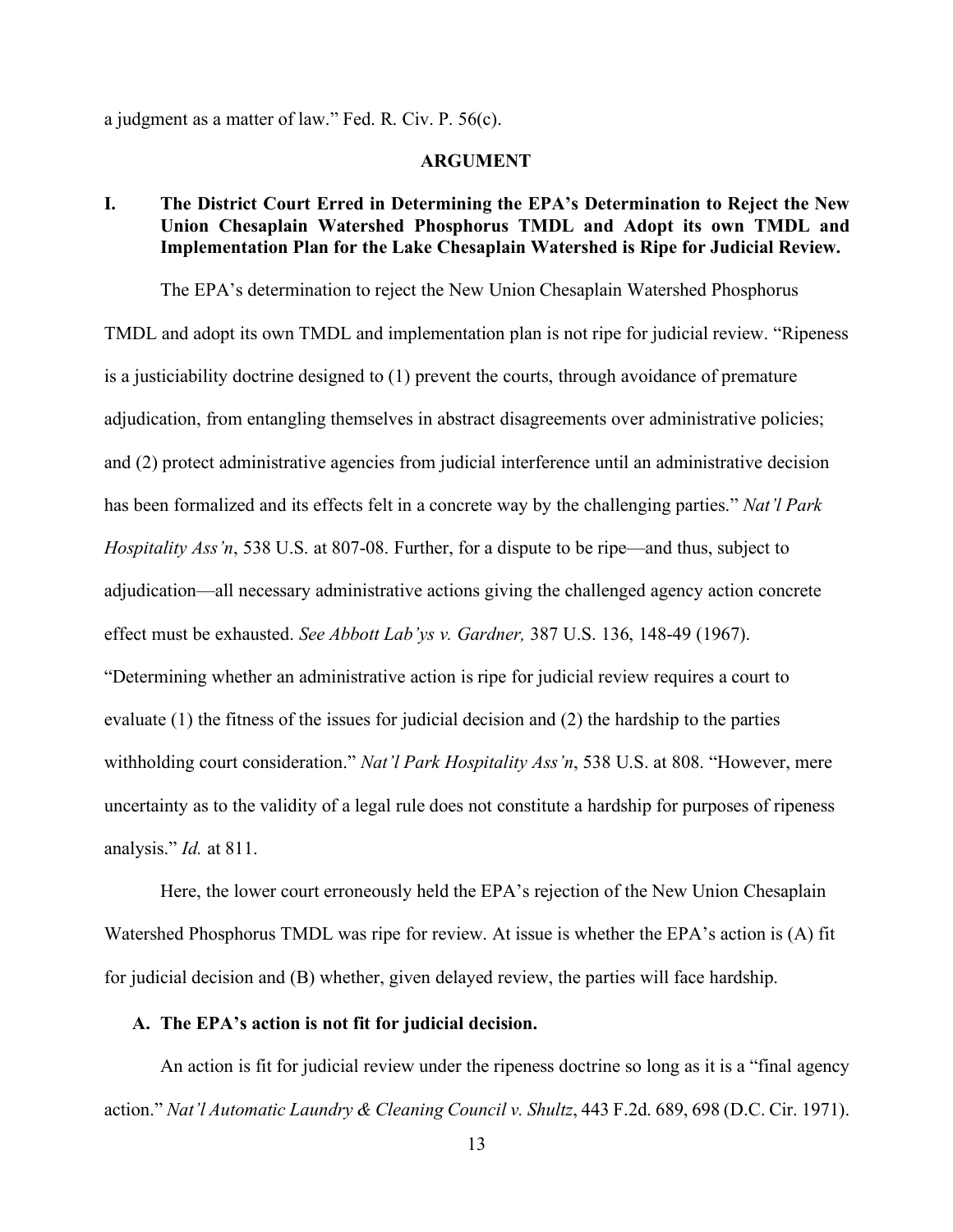a judgment as a matter of law." Fed. R. Civ. P. 56(c).

## ARGUMENT

### I. The District Court Erred in Determining the EPA's Determination to Reject the New Union Chesaplain Watershed Phosphorus TMDL and Adopt its own TMDL and Implementation Plan for the Lake Chesaplain Watershed is Ripe for Judicial Review.

The EPA's determination to reject the New Union Chesaplain Watershed Phosphorus TMDL and adopt its own TMDL and implementation plan is not ripe for judicial review. "Ripeness is a justiciability doctrine designed to (1) prevent the courts, through avoidance of premature adjudication, from entangling themselves in abstract disagreements over administrative policies; and (2) protect administrative agencies from judicial interference until an administrative decision has been formalized and its effects felt in a concrete way by the challenging parties." *Nat'l Park Hospitality Ass'n*, 538 U.S. at 807-08. Further, for a dispute to be ripe—and thus, subject to adjudication—all necessary administrative actions giving the challenged agency action concrete effect must be exhausted. *See Abbott Lab'ys v. Gardner,* 387 U.S. 136, 148-49 (1967). "Determining whether an administrative action is ripe for judicial review requires a court to evaluate (1) the fitness of the issues for judicial decision and (2) the hardship to the parties withholding court consideration." *Nat'l Park Hospitality Ass'n*, 538 U.S. at 808. "However, mere uncertainty as to the validity of a legal rule does not constitute a hardship for purposes of ripeness analysis." *Id.* at 811.

Here, the lower court erroneously held the EPA's rejection of the New Union Chesaplain Watershed Phosphorus TMDL was ripe for review. At issue is whether the EPA's action is (A) fit for judicial decision and (B) whether, given delayed review, the parties will face hardship.

#### A. The EPA's action is not fit for judicial decision.

An action is fit for judicial review under the ripeness doctrine so long as it is a "final agency action." *Nat'l Automatic Laundry & Cleaning Council v. Shultz*, 443 F.2d. 689, 698 (D.C. Cir. 1971).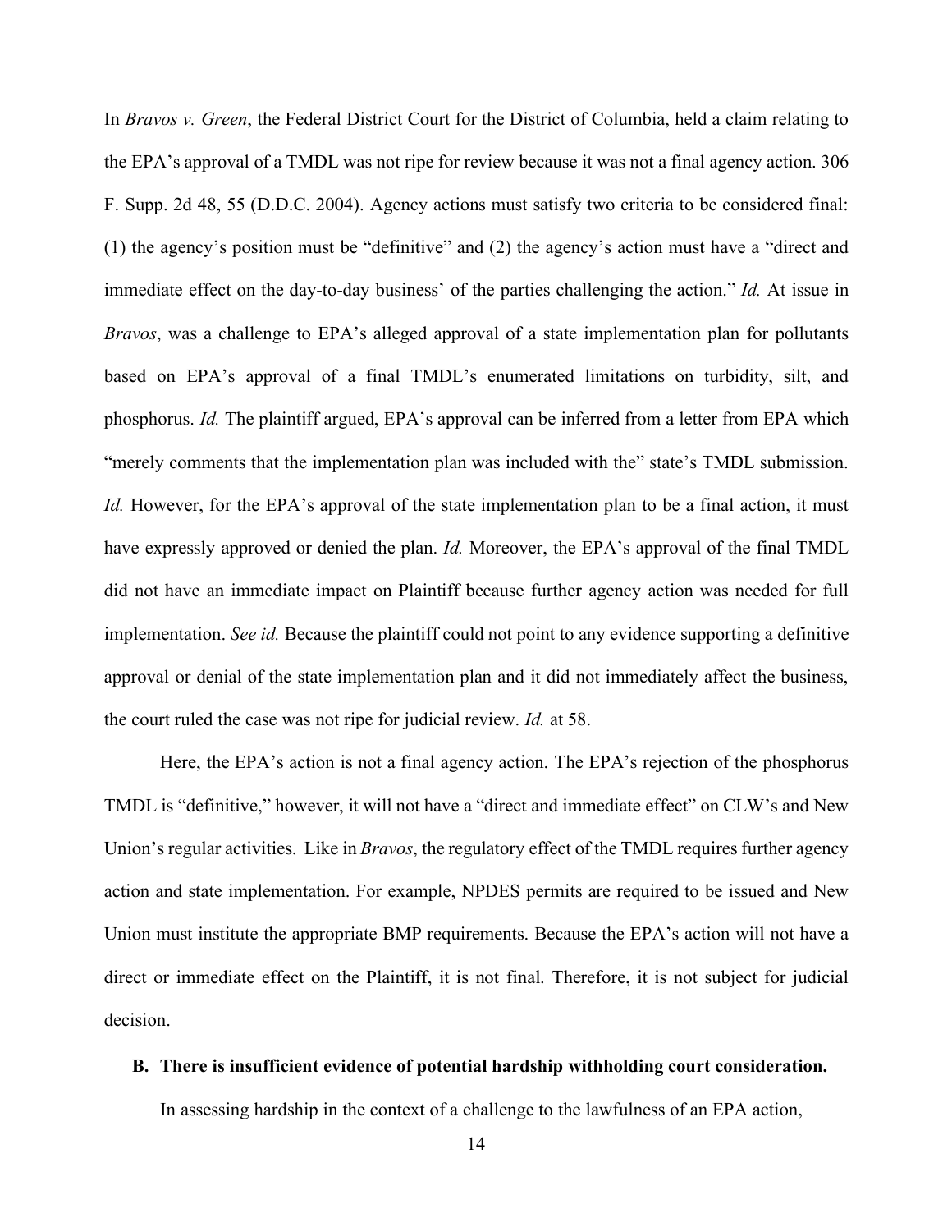In *Bravos v. Green*, the Federal District Court for the District of Columbia, held a claim relating to the EPA's approval of a TMDL was not ripe for review because it was not a final agency action. 306 F. Supp. 2d 48, 55 (D.D.C. 2004). Agency actions must satisfy two criteria to be considered final: (1) the agency's position must be "definitive" and (2) the agency's action must have a "direct and immediate effect on the day-to-day business' of the parties challenging the action." *Id.* At issue in *Bravos*, was a challenge to EPA's alleged approval of a state implementation plan for pollutants based on EPA's approval of a final TMDL's enumerated limitations on turbidity, silt, and phosphorus. *Id.* The plaintiff argued, EPA's approval can be inferred from a letter from EPA which "merely comments that the implementation plan was included with the" state's TMDL submission. *Id.* However, for the EPA's approval of the state implementation plan to be a final action, it must have expressly approved or denied the plan. *Id.* Moreover, the EPA's approval of the final TMDL did not have an immediate impact on Plaintiff because further agency action was needed for full implementation. *See id.* Because the plaintiff could not point to any evidence supporting a definitive approval or denial of the state implementation plan and it did not immediately affect the business, the court ruled the case was not ripe for judicial review. *Id.* at 58.

Here, the EPA's action is not a final agency action. The EPA's rejection of the phosphorus TMDL is "definitive," however, it will not have a "direct and immediate effect" on CLW's and New Union's regular activities. Like in *Bravos*, the regulatory effect of the TMDL requires further agency action and state implementation. For example, NPDES permits are required to be issued and New Union must institute the appropriate BMP requirements. Because the EPA's action will not have a direct or immediate effect on the Plaintiff, it is not final. Therefore, it is not subject for judicial decision.

**B. There is insufficient evidence of potential hardship withholding court consideration.**

In assessing hardship in the context of a challenge to the lawfulness of an EPA action,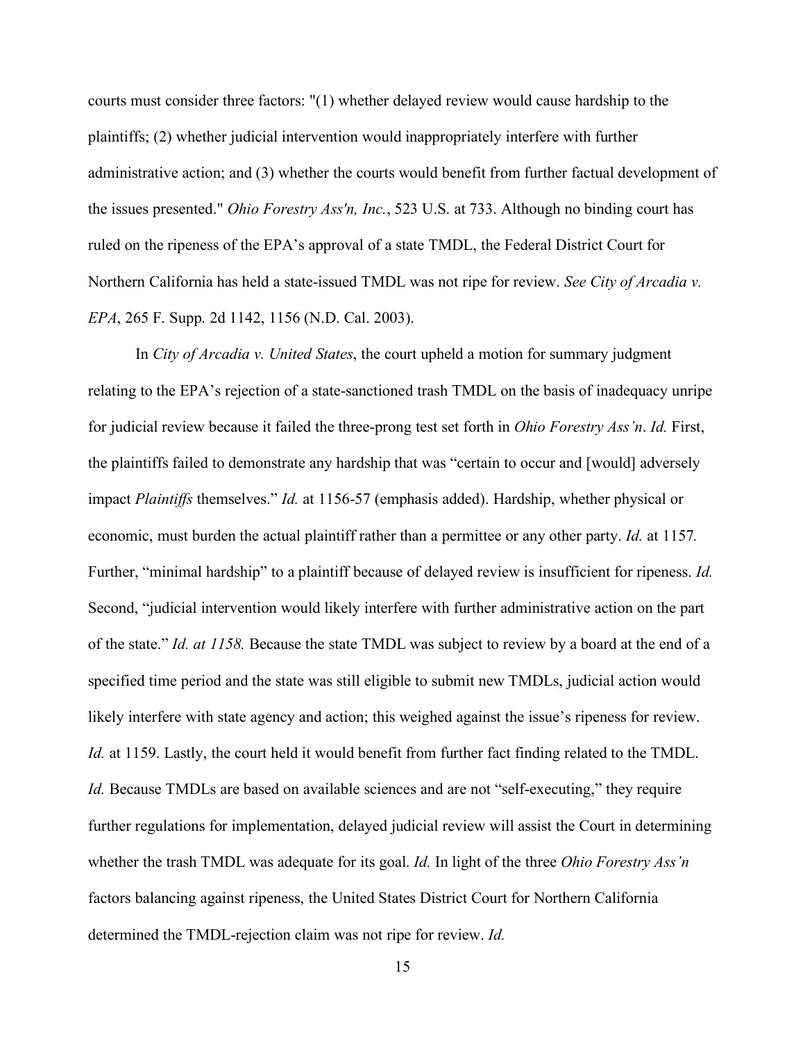courts must consider three factors: "(1) whether delayed review would cause hardship to the plaintiffs; (2) whether judicial intervention would inappropriately interfere with further administrative action; and (3) whether the courts would benefit from further factual development of the issues presented." *Ohio Forestry Ass'n, Inc.*, 523 U.S. at 733. Although no binding court has ruled on the ripeness of the EPA's approval of a state TMDL, the Federal District Court for Northern California has held a state-issued TMDL was not ripe for review. *See City of Arcadia v. EPA*, 265 F. Supp. 2d 1142, 1156 (N.D. Cal. 2003).

In *City of Arcadia v. United States*, the court upheld a motion for summary judgment relating to the EPA's rejection of a state-sanctioned trash TMDL on the basis of inadequacy unripe for judicial review because it failed the three-prong test set forth in *Ohio Forestry Ass'n*. *Id.* First, the plaintiffs failed to demonstrate any hardship that was "certain to occur and [would] adversely impact *Plaintiffs* themselves." *Id.* at 1156-57 (emphasis added). Hardship, whether physical or economic, must burden the actual plaintiff rather than a permittee or any other party. *Id.* at 1157. Further, "minimal hardship" to a plaintiff because of delayed review is insufficient for ripeness. *Id.* Second, "judicial intervention would likely interfere with further administrative action on the part of the state." *Id. at 1158.* Because the state TMDL was subject to review by a board at the end of a specified time period and the state was still eligible to submit new TMDLs, judicial action would likely interfere with state agency and action; this weighed against the issue's ripeness for review. *Id.* at 1159. Lastly, the court held it would benefit from further fact finding related to the TMDL. *Id.* Because TMDLs are based on available sciences and are not "self-executing," they require further regulations for implementation, delayed judicial review will assist the Court in determining whether the trash TMDL was adequate for its goal. *Id.* In light of the three *Ohio Forestry Ass'n* factors balancing against ripeness, the United States District Court for Northern California determined the TMDL-rejection claim was not ripe for review. *Id.*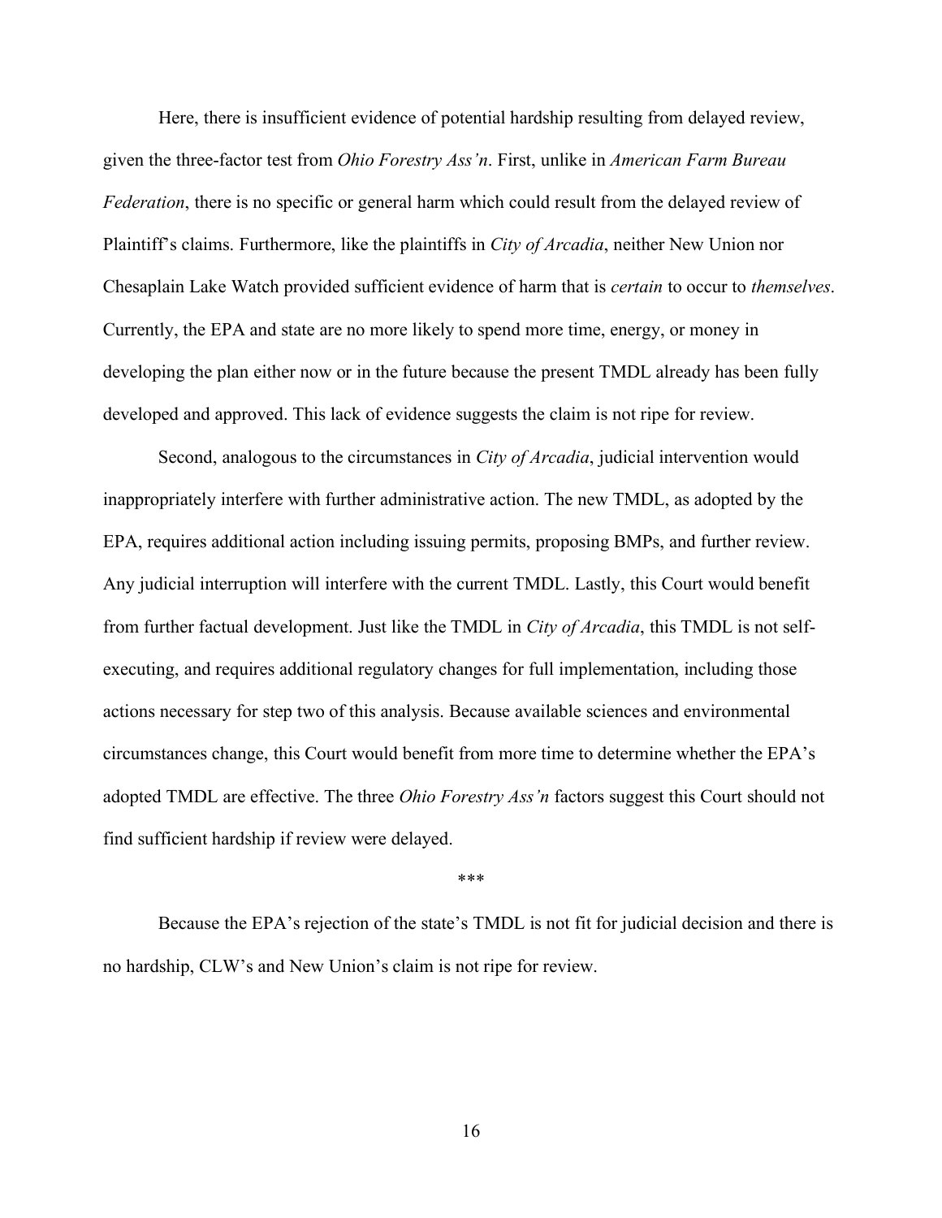Here, there is insufficient evidence of potential hardship resulting from delayed review, given the three-factor test from *Ohio Forestry Ass'n*. First, unlike in *American Farm Bureau Federation*, there is no specific or general harm which could result from the delayed review of Plaintiff's claims. Furthermore, like the plaintiffs in *City of Arcadia*, neither New Union nor Chesaplain Lake Watch provided sufficient evidence of harm that is *certain* to occur to *themselves*. Currently, the EPA and state are no more likely to spend more time, energy, or money in developing the plan either now or in the future because the present TMDL already has been fully developed and approved. This lack of evidence suggests the claim is not ripe for review.

Second, analogous to the circumstances in *City of Arcadia*, judicial intervention would inappropriately interfere with further administrative action. The new TMDL, as adopted by the EPA, requires additional action including issuing permits, proposing BMPs, and further review. Any judicial interruption will interfere with the current TMDL. Lastly, this Court would benefit from further factual development. Just like the TMDL in *City of Arcadia*, this TMDL is not self-executing, and requires additional regulatory changes for full implementation, including those actions necessary for step two of this analysis. Because available sciences and environmental circumstances change, this Court would benefit from more time to determine whether the EPA's adopted TMDL are effective. The three *Ohio Forestry Ass'n* factors suggest this Court should not find sufficient hardship if review were delayed.

***

Because the EPA's rejection of the state's TMDL is not fit for judicial decision and there is no hardship, CLW's and New Union's claim is not ripe for review.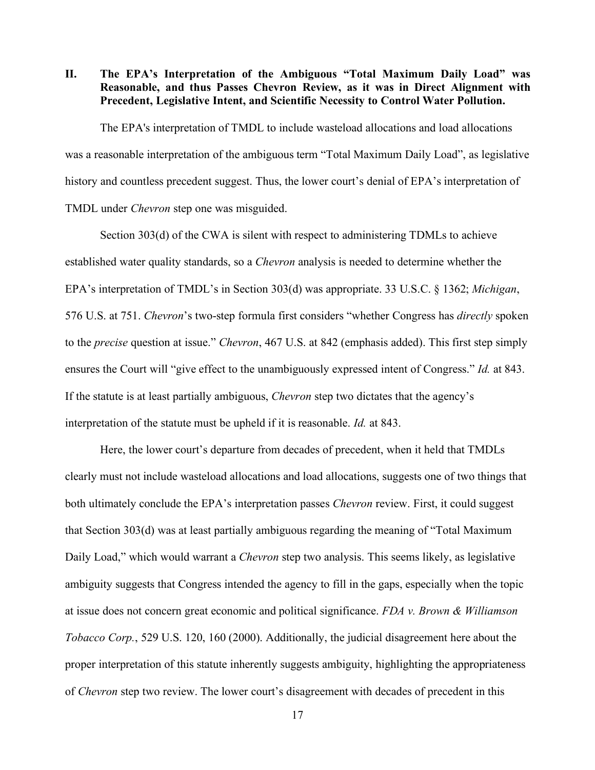## II. The EPA's Interpretation of the Ambiguous "Total Maximum Daily Load" was Reasonable, and thus Passes Chevron Review, as it was in Direct Alignment with Precedent, Legislative Intent, and Scientific Necessity to Control Water Pollution.

The EPA's interpretation of TMDL to include wasteload allocations and load allocations was a reasonable interpretation of the ambiguous term "Total Maximum Daily Load", as legislative history and countless precedent suggest. Thus, the lower court's denial of EPA's interpretation of TMDL under *Chevron* step one was misguided.

Section 303(d) of the CWA is silent with respect to administering TDMLs to achieve established water quality standards, so a *Chevron* analysis is needed to determine whether the EPA's interpretation of TMDL's in Section 303(d) was appropriate. 33 U.S.C. § 1362; *Michigan*, 576 U.S. at 751. *Chevron*'s two-step formula first considers "whether Congress has *directly* spoken to the *precise* question at issue." *Chevron*, 467 U.S. at 842 (emphasis added). This first step simply ensures the Court will "give effect to the unambiguously expressed intent of Congress." *Id.* at 843. If the statute is at least partially ambiguous, *Chevron* step two dictates that the agency's interpretation of the statute must be upheld if it is reasonable. *Id.* at 843.

Here, the lower court's departure from decades of precedent, when it held that TMDLs clearly must not include wasteload allocations and load allocations, suggests one of two things that both ultimately conclude the EPA's interpretation passes *Chevron* review. First, it could suggest that Section 303(d) was at least partially ambiguous regarding the meaning of "Total Maximum Daily Load," which would warrant a *Chevron* step two analysis. This seems likely, as legislative ambiguity suggests that Congress intended the agency to fill in the gaps, especially when the topic at issue does not concern great economic and political significance. *FDA v. Brown & Williamson Tobacco Corp.*, 529 U.S. 120, 160 (2000). Additionally, the judicial disagreement here about the proper interpretation of this statute inherently suggests ambiguity, highlighting the appropriateness of *Chevron* step two review. The lower court's disagreement with decades of precedent in this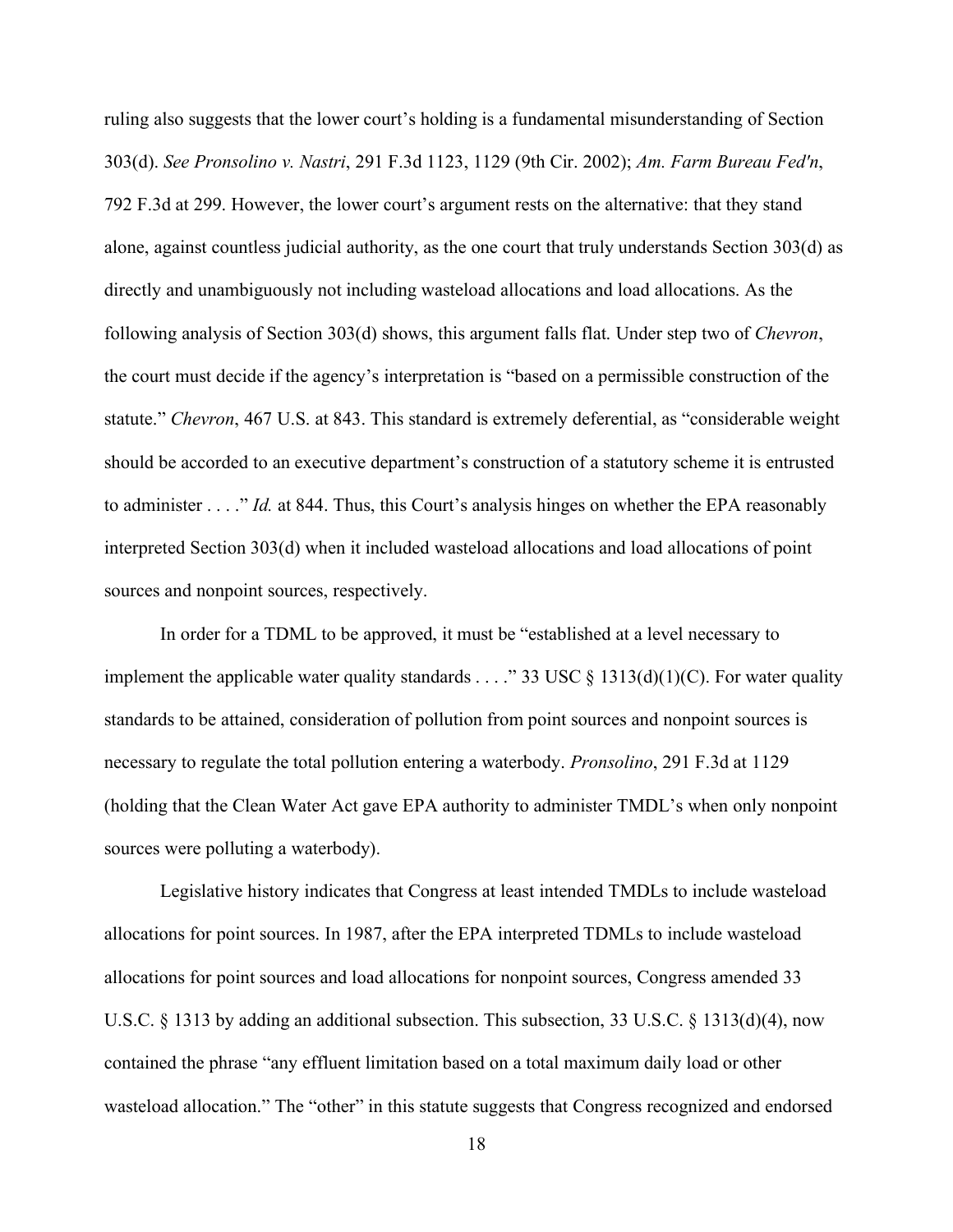ruling also suggests that the lower court's holding is a fundamental misunderstanding of Section 303(d). *See Pronsolino v. Nastri*, 291 F.3d 1123, 1129 (9th Cir. 2002); *Am. Farm Bureau Fed'n*, 792 F.3d at 299. However, the lower court's argument rests on the alternative: that they stand alone, against countless judicial authority, as the one court that truly understands Section 303(d) as directly and unambiguously not including wasteload allocations and load allocations. As the following analysis of Section 303(d) shows, this argument falls flat. Under step two of *Chevron*, the court must decide if the agency's interpretation is "based on a permissible construction of the statute." *Chevron*, 467 U.S. at 843. This standard is extremely deferential, as "considerable weight should be accorded to an executive department's construction of a statutory scheme it is entrusted to administer . . . ." *Id.* at 844. Thus, this Court's analysis hinges on whether the EPA reasonably interpreted Section 303(d) when it included wasteload allocations and load allocations of point sources and nonpoint sources, respectively.

In order for a TDML to be approved, it must be "established at a level necessary to implement the applicable water quality standards . . . ." 33 USC § 1313(d)(1)(C). For water quality standards to be attained, consideration of pollution from point sources and nonpoint sources is necessary to regulate the total pollution entering a waterbody. *Pronsolino*, 291 F.3d at 1129 (holding that the Clean Water Act gave EPA authority to administer TMDL's when only nonpoint sources were polluting a waterbody).

Legislative history indicates that Congress at least intended TMDLs to include wasteload allocations for point sources. In 1987, after the EPA interpreted TDMLs to include wasteload allocations for point sources and load allocations for nonpoint sources, Congress amended 33 U.S.C. § 1313 by adding an additional subsection. This subsection, 33 U.S.C. § 1313(d)(4), now contained the phrase "any effluent limitation based on a total maximum daily load or other wasteload allocation." The "other" in this statute suggests that Congress recognized and endorsed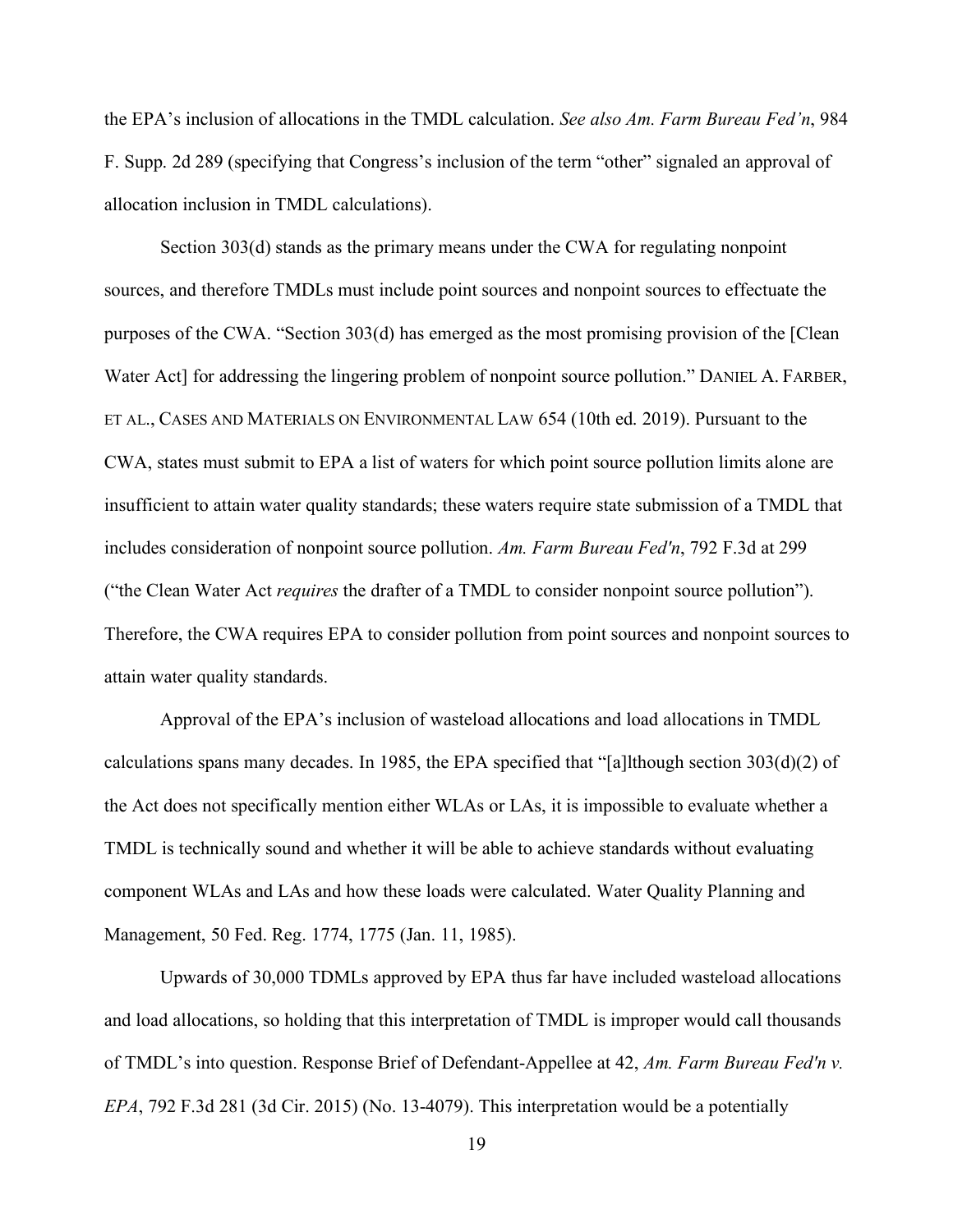the EPA's inclusion of allocations in the TMDL calculation. *See also Am. Farm Bureau Fed'n*, 984 F. Supp. 2d 289 (specifying that Congress's inclusion of the term "other" signaled an approval of allocation inclusion in TMDL calculations).

Section 303(d) stands as the primary means under the CWA for regulating nonpoint sources, and therefore TMDLs must include point sources and nonpoint sources to effectuate the purposes of the CWA. "Section 303(d) has emerged as the most promising provision of the [Clean Water Act] for addressing the lingering problem of nonpoint source pollution." DANIEL A. FARBER, ET AL., CASES AND MATERIALS ON ENVIRONMENTAL LAW 654 (10th ed. 2019). Pursuant to the CWA, states must submit to EPA a list of waters for which point source pollution limits alone are insufficient to attain water quality standards; these waters require state submission of a TMDL that includes consideration of nonpoint source pollution. *Am. Farm Bureau Fed'n*, 792 F.3d at 299 ("the Clean Water Act *requires* the drafter of a TMDL to consider nonpoint source pollution"). Therefore, the CWA requires EPA to consider pollution from point sources and nonpoint sources to attain water quality standards.

Approval of the EPA's inclusion of wasteload allocations and load allocations in TMDL calculations spans many decades. In 1985, the EPA specified that "[a]lthough section 303(d)(2) of the Act does not specifically mention either WLAs or LAs, it is impossible to evaluate whether a TMDL is technically sound and whether it will be able to achieve standards without evaluating component WLAs and LAs and how these loads were calculated. Water Quality Planning and Management, 50 Fed. Reg. 1774, 1775 (Jan. 11, 1985).

Upwards of 30,000 TDMLs approved by EPA thus far have included wasteload allocations and load allocations, so holding that this interpretation of TMDL is improper would call thousands of TMDL's into question. Response Brief of Defendant-Appellee at 42, *Am. Farm Bureau Fed'n v. EPA*, 792 F.3d 281 (3d Cir. 2015) (No. 13-4079). This interpretation would be a potentially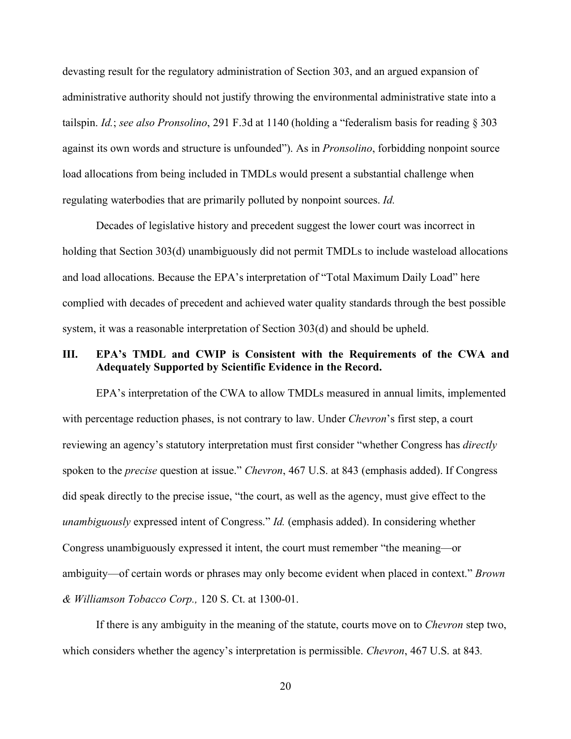devasting result for the regulatory administration of Section 303, and an argued expansion of administrative authority should not justify throwing the environmental administrative state into a tailspin. *Id.*; *see also Pronsolino*, 291 F.3d at 1140 (holding a "federalism basis for reading § 303 against its own words and structure is unfounded"). As in *Pronsolino*, forbidding nonpoint source load allocations from being included in TMDLs would present a substantial challenge when regulating waterbodies that are primarily polluted by nonpoint sources. *Id.*

Decades of legislative history and precedent suggest the lower court was incorrect in holding that Section 303(d) unambiguously did not permit TMDLs to include wasteload allocations and load allocations. Because the EPA's interpretation of "Total Maximum Daily Load" here complied with decades of precedent and achieved water quality standards through the best possible system, it was a reasonable interpretation of Section 303(d) and should be upheld.

## III. EPA's TMDL and CWIP is Consistent with the Requirements of the CWA and Adequately Supported by Scientific Evidence in the Record.

EPA's interpretation of the CWA to allow TMDLs measured in annual limits, implemented with percentage reduction phases, is not contrary to law. Under *Chevron*'s first step, a court reviewing an agency's statutory interpretation must first consider "whether Congress has *directly* spoken to the *precise* question at issue." *Chevron*, 467 U.S. at 843 (emphasis added). If Congress did speak directly to the precise issue, "the court, as well as the agency, must give effect to the *unambiguously* expressed intent of Congress." *Id.* (emphasis added). In considering whether Congress unambiguously expressed it intent, the court must remember "the meaning—or ambiguity—of certain words or phrases may only become evident when placed in context." *Brown & Williamson Tobacco Corp.,* 120 S. Ct. at 1300-01.

If there is any ambiguity in the meaning of the statute, courts move on to *Chevron* step two, which considers whether the agency's interpretation is permissible. *Chevron*, 467 U.S. at 843.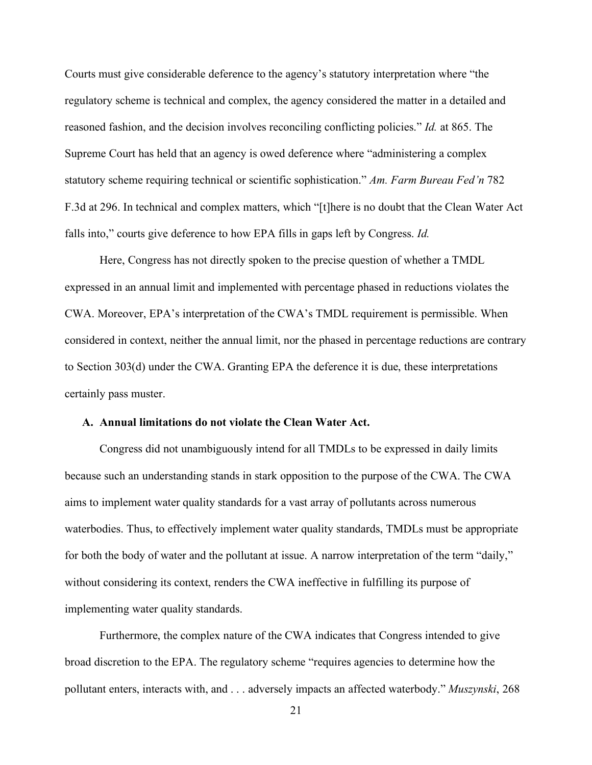Courts must give considerable deference to the agency's statutory interpretation where "the regulatory scheme is technical and complex, the agency considered the matter in a detailed and reasoned fashion, and the decision involves reconciling conflicting policies." *Id.* at 865. The Supreme Court has held that an agency is owed deference where "administering a complex statutory scheme requiring technical or scientific sophistication." *Am. Farm Bureau Fed'n* 782 F.3d at 296. In technical and complex matters, which "[t]here is no doubt that the Clean Water Act falls into," courts give deference to how EPA fills in gaps left by Congress. *Id.*

Here, Congress has not directly spoken to the precise question of whether a TMDL expressed in an annual limit and implemented with percentage phased in reductions violates the CWA. Moreover, EPA's interpretation of the CWA's TMDL requirement is permissible. When considered in context, neither the annual limit, nor the phased in percentage reductions are contrary to Section 303(d) under the CWA. Granting EPA the deference it is due, these interpretations certainly pass muster.

### A. Annual limitations do not violate the Clean Water Act.

Congress did not unambiguously intend for all TMDLs to be expressed in daily limits because such an understanding stands in stark opposition to the purpose of the CWA. The CWA aims to implement water quality standards for a vast array of pollutants across numerous waterbodies. Thus, to effectively implement water quality standards, TMDLs must be appropriate for both the body of water and the pollutant at issue. A narrow interpretation of the term "daily," without considering its context, renders the CWA ineffective in fulfilling its purpose of implementing water quality standards.

Furthermore, the complex nature of the CWA indicates that Congress intended to give broad discretion to the EPA. The regulatory scheme "requires agencies to determine how the pollutant enters, interacts with, and . . . adversely impacts an affected waterbody." *Muszynski*, 268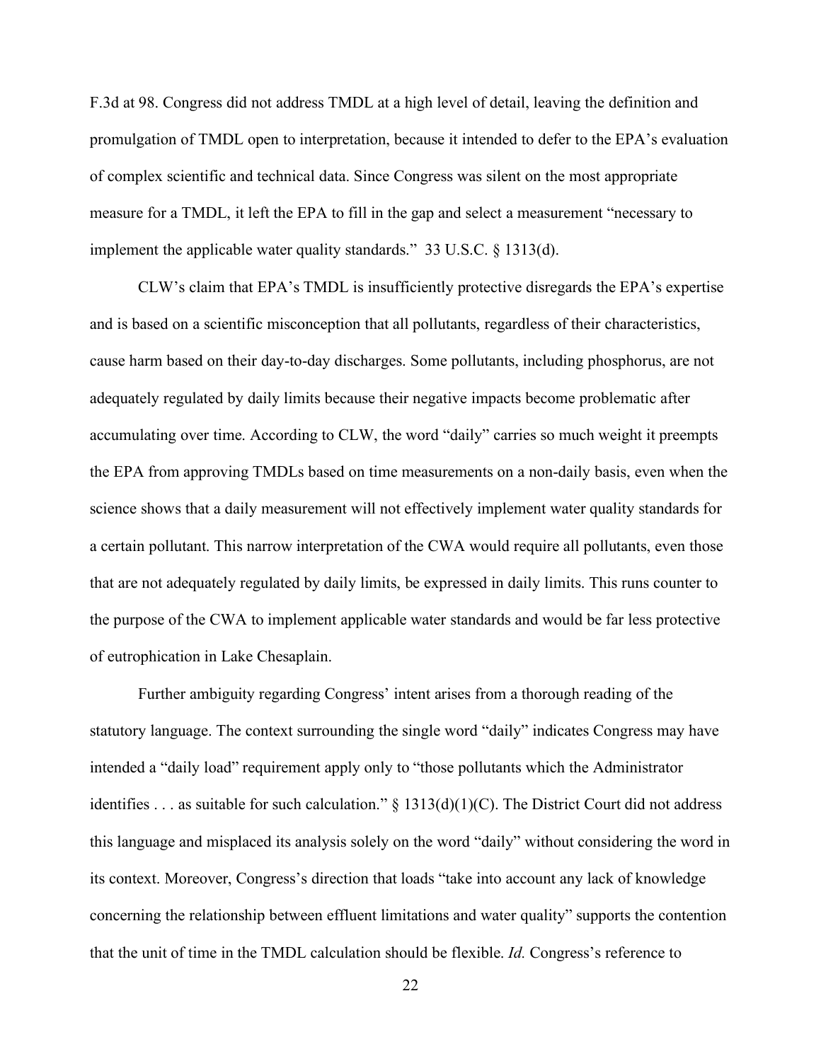F.3d at 98. Congress did not address TMDL at a high level of detail, leaving the definition and promulgation of TMDL open to interpretation, because it intended to defer to the EPA's evaluation of complex scientific and technical data. Since Congress was silent on the most appropriate measure for a TMDL, it left the EPA to fill in the gap and select a measurement "necessary to implement the applicable water quality standards." 33 U.S.C. § 1313(d).

CLW's claim that EPA's TMDL is insufficiently protective disregards the EPA's expertise and is based on a scientific misconception that all pollutants, regardless of their characteristics, cause harm based on their day-to-day discharges. Some pollutants, including phosphorus, are not adequately regulated by daily limits because their negative impacts become problematic after accumulating over time. According to CLW, the word "daily" carries so much weight it preempts the EPA from approving TMDLs based on time measurements on a non-daily basis, even when the science shows that a daily measurement will not effectively implement water quality standards for a certain pollutant. This narrow interpretation of the CWA would require all pollutants, even those that are not adequately regulated by daily limits, be expressed in daily limits. This runs counter to the purpose of the CWA to implement applicable water standards and would be far less protective of eutrophication in Lake Chesaplain.

Further ambiguity regarding Congress' intent arises from a thorough reading of the statutory language. The context surrounding the single word "daily" indicates Congress may have intended a "daily load" requirement apply only to "those pollutants which the Administrator identifies . . . as suitable for such calculation." § 1313(d)(1)(C). The District Court did not address this language and misplaced its analysis solely on the word "daily" without considering the word in its context. Moreover, Congress's direction that loads "take into account any lack of knowledge concerning the relationship between effluent limitations and water quality" supports the contention that the unit of time in the TMDL calculation should be flexible. *Id.* Congress's reference to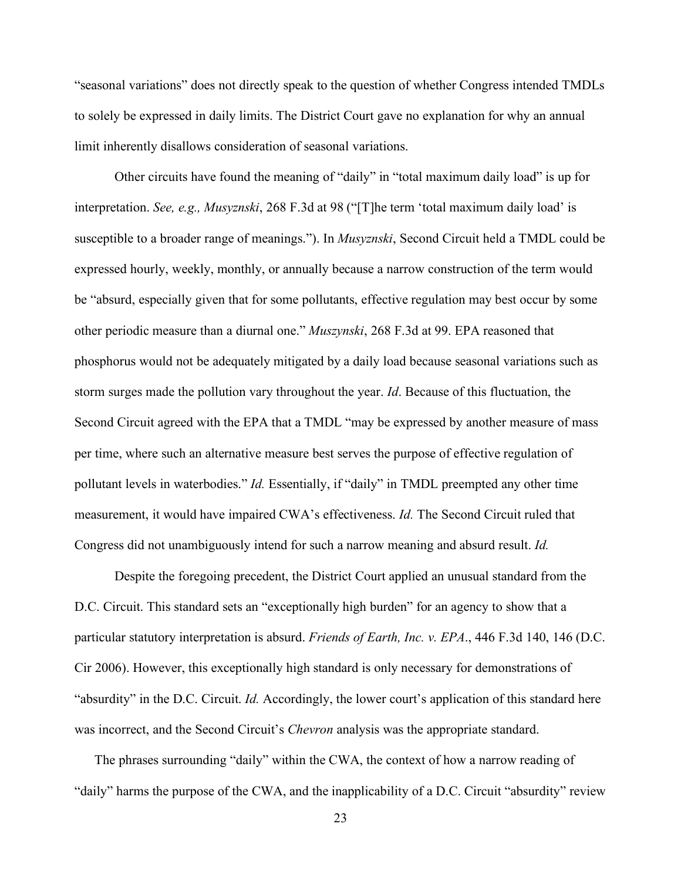"seasonal variations" does not directly speak to the question of whether Congress intended TMDLs to solely be expressed in daily limits. The District Court gave no explanation for why an annual limit inherently disallows consideration of seasonal variations.

Other circuits have found the meaning of "daily" in "total maximum daily load" is up for interpretation. *See, e.g., Musyznski*, 268 F.3d at 98 ("[T]he term 'total maximum daily load' is susceptible to a broader range of meanings."). In *Musyznski*, Second Circuit held a TMDL could be expressed hourly, weekly, monthly, or annually because a narrow construction of the term would be "absurd, especially given that for some pollutants, effective regulation may best occur by some other periodic measure than a diurnal one." *Muszynski*, 268 F.3d at 99. EPA reasoned that phosphorus would not be adequately mitigated by a daily load because seasonal variations such as storm surges made the pollution vary throughout the year. *Id*. Because of this fluctuation, the Second Circuit agreed with the EPA that a TMDL "may be expressed by another measure of mass per time, where such an alternative measure best serves the purpose of effective regulation of pollutant levels in waterbodies." *Id.* Essentially, if "daily" in TMDL preempted any other time measurement, it would have impaired CWA's effectiveness. *Id.* The Second Circuit ruled that Congress did not unambiguously intend for such a narrow meaning and absurd result. *Id.*

Despite the foregoing precedent, the District Court applied an unusual standard from the D.C. Circuit. This standard sets an "exceptionally high burden" for an agency to show that a particular statutory interpretation is absurd. *Friends of Earth, Inc. v. EPA*., 446 F.3d 140, 146 (D.C. Cir 2006). However, this exceptionally high standard is only necessary for demonstrations of "absurdity" in the D.C. Circuit. *Id.* Accordingly, the lower court's application of this standard here was incorrect, and the Second Circuit's *Chevron* analysis was the appropriate standard.

The phrases surrounding "daily" within the CWA, the context of how a narrow reading of "daily" harms the purpose of the CWA, and the inapplicability of a D.C. Circuit "absurdity" review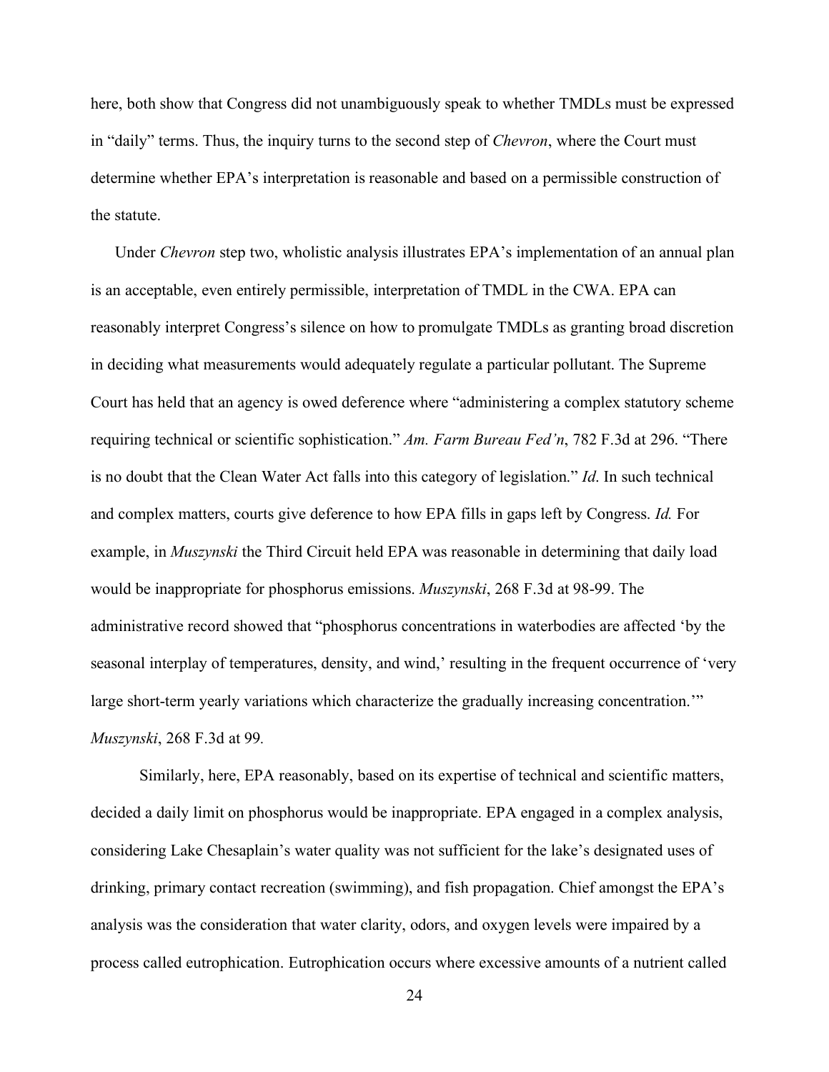here, both show that Congress did not unambiguously speak to whether TMDLs must be expressed in "daily" terms. Thus, the inquiry turns to the second step of *Chevron*, where the Court must determine whether EPA's interpretation is reasonable and based on a permissible construction of the statute.

Under *Chevron* step two, wholistic analysis illustrates EPA's implementation of an annual plan is an acceptable, even entirely permissible, interpretation of TMDL in the CWA. EPA can reasonably interpret Congress's silence on how to promulgate TMDLs as granting broad discretion in deciding what measurements would adequately regulate a particular pollutant. The Supreme Court has held that an agency is owed deference where "administering a complex statutory scheme requiring technical or scientific sophistication." *Am. Farm Bureau Fed'n*, 782 F.3d at 296. "There is no doubt that the Clean Water Act falls into this category of legislation." *Id*. In such technical and complex matters, courts give deference to how EPA fills in gaps left by Congress. *Id.* For example, in *Muszynski* the Third Circuit held EPA was reasonable in determining that daily load would be inappropriate for phosphorus emissions. *Muszynski*, 268 F.3d at 98-99. The administrative record showed that "phosphorus concentrations in waterbodies are affected 'by the seasonal interplay of temperatures, density, and wind,' resulting in the frequent occurrence of 'very large short-term yearly variations which characterize the gradually increasing concentration.'" *Muszynski*, 268 F.3d at 99.

Similarly, here, EPA reasonably, based on its expertise of technical and scientific matters, decided a daily limit on phosphorus would be inappropriate. EPA engaged in a complex analysis, considering Lake Chesaplain's water quality was not sufficient for the lake's designated uses of drinking, primary contact recreation (swimming), and fish propagation. Chief amongst the EPA's analysis was the consideration that water clarity, odors, and oxygen levels were impaired by a process called eutrophication. Eutrophication occurs where excessive amounts of a nutrient called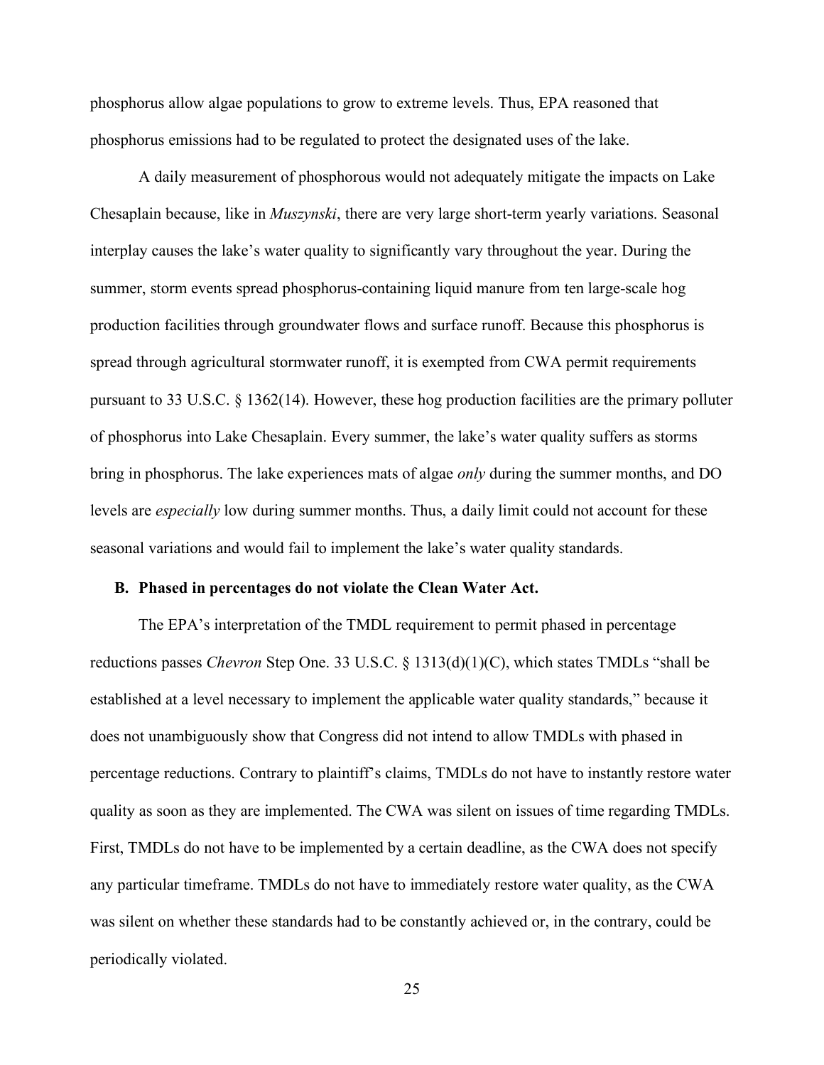phosphorus allow algae populations to grow to extreme levels. Thus, EPA reasoned that phosphorus emissions had to be regulated to protect the designated uses of the lake.

A daily measurement of phosphorous would not adequately mitigate the impacts on Lake Chesaplain because, like in *Muszynski*, there are very large short-term yearly variations. Seasonal interplay causes the lake's water quality to significantly vary throughout the year. During the summer, storm events spread phosphorus-containing liquid manure from ten large-scale hog production facilities through groundwater flows and surface runoff. Because this phosphorus is spread through agricultural stormwater runoff, it is exempted from CWA permit requirements pursuant to 33 U.S.C. § 1362(14). However, these hog production facilities are the primary polluter of phosphorus into Lake Chesaplain. Every summer, the lake's water quality suffers as storms bring in phosphorus. The lake experiences mats of algae *only* during the summer months, and DO levels are *especially* low during summer months. Thus, a daily limit could not account for these seasonal variations and would fail to implement the lake's water quality standards.

### B. Phased in percentages do not violate the Clean Water Act.

The EPA's interpretation of the TMDL requirement to permit phased in percentage reductions passes *Chevron* Step One. 33 U.S.C. § 1313(d)(1)(C), which states TMDLs "shall be established at a level necessary to implement the applicable water quality standards," because it does not unambiguously show that Congress did not intend to allow TMDLs with phased in percentage reductions. Contrary to plaintiff's claims, TMDLs do not have to instantly restore water quality as soon as they are implemented. The CWA was silent on issues of time regarding TMDLs. First, TMDLs do not have to be implemented by a certain deadline, as the CWA does not specify any particular timeframe. TMDLs do not have to immediately restore water quality, as the CWA was silent on whether these standards had to be constantly achieved or, in the contrary, could be periodically violated.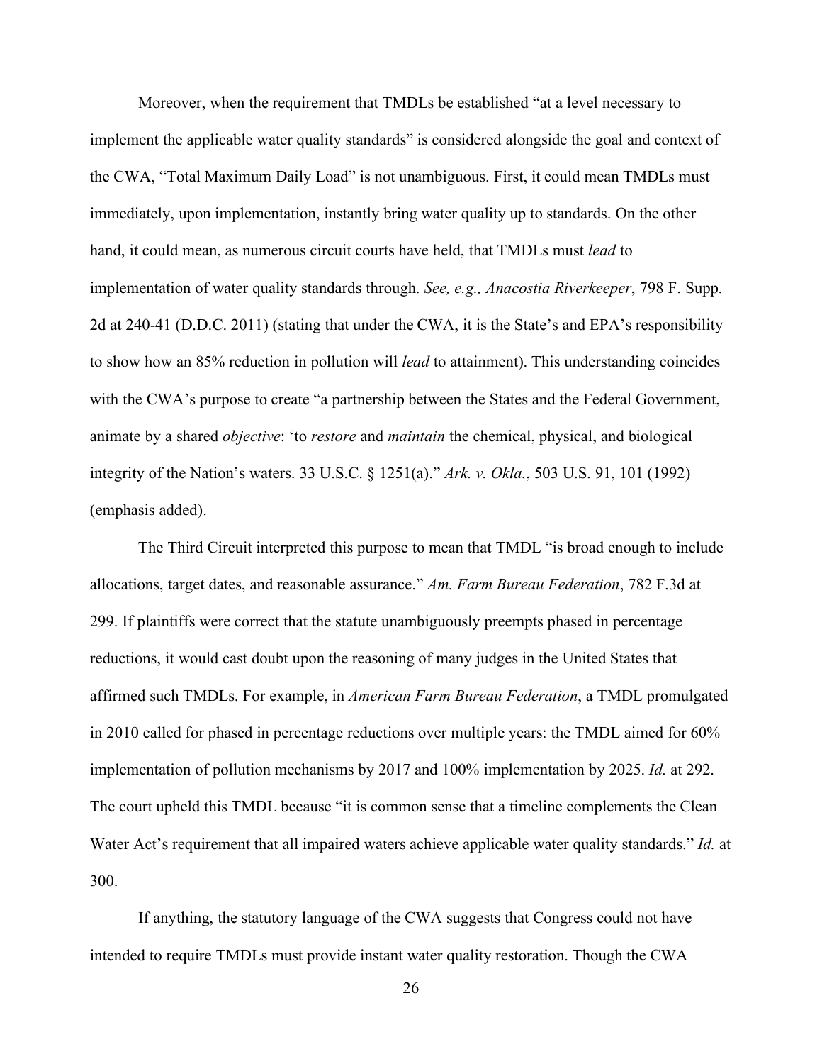Moreover, when the requirement that TMDLs be established "at a level necessary to implement the applicable water quality standards" is considered alongside the goal and context of the CWA, "Total Maximum Daily Load" is not unambiguous. First, it could mean TMDLs must immediately, upon implementation, instantly bring water quality up to standards. On the other hand, it could mean, as numerous circuit courts have held, that TMDLs must *lead* to implementation of water quality standards through. *See, e.g., Anacostia Riverkeeper*, 798 F. Supp. 2d at 240-41 (D.D.C. 2011) (stating that under the CWA, it is the State's and EPA's responsibility to show how an 85% reduction in pollution will *lead* to attainment). This understanding coincides with the CWA's purpose to create "a partnership between the States and the Federal Government, animate by a shared *objective*: 'to *restore* and *maintain* the chemical, physical, and biological integrity of the Nation's waters. 33 U.S.C. § 1251(a)." *Ark. v. Okla.*, 503 U.S. 91, 101 (1992) (emphasis added).

The Third Circuit interpreted this purpose to mean that TMDL "is broad enough to include allocations, target dates, and reasonable assurance." *Am. Farm Bureau Federation*, 782 F.3d at 299. If plaintiffs were correct that the statute unambiguously preempts phased in percentage reductions, it would cast doubt upon the reasoning of many judges in the United States that affirmed such TMDLs. For example, in *American Farm Bureau Federation*, a TMDL promulgated in 2010 called for phased in percentage reductions over multiple years: the TMDL aimed for 60% implementation of pollution mechanisms by 2017 and 100% implementation by 2025. *Id.* at 292. The court upheld this TMDL because "it is common sense that a timeline complements the Clean Water Act's requirement that all impaired waters achieve applicable water quality standards." *Id.* at 300.

If anything, the statutory language of the CWA suggests that Congress could not have intended to require TMDLs must provide instant water quality restoration. Though the CWA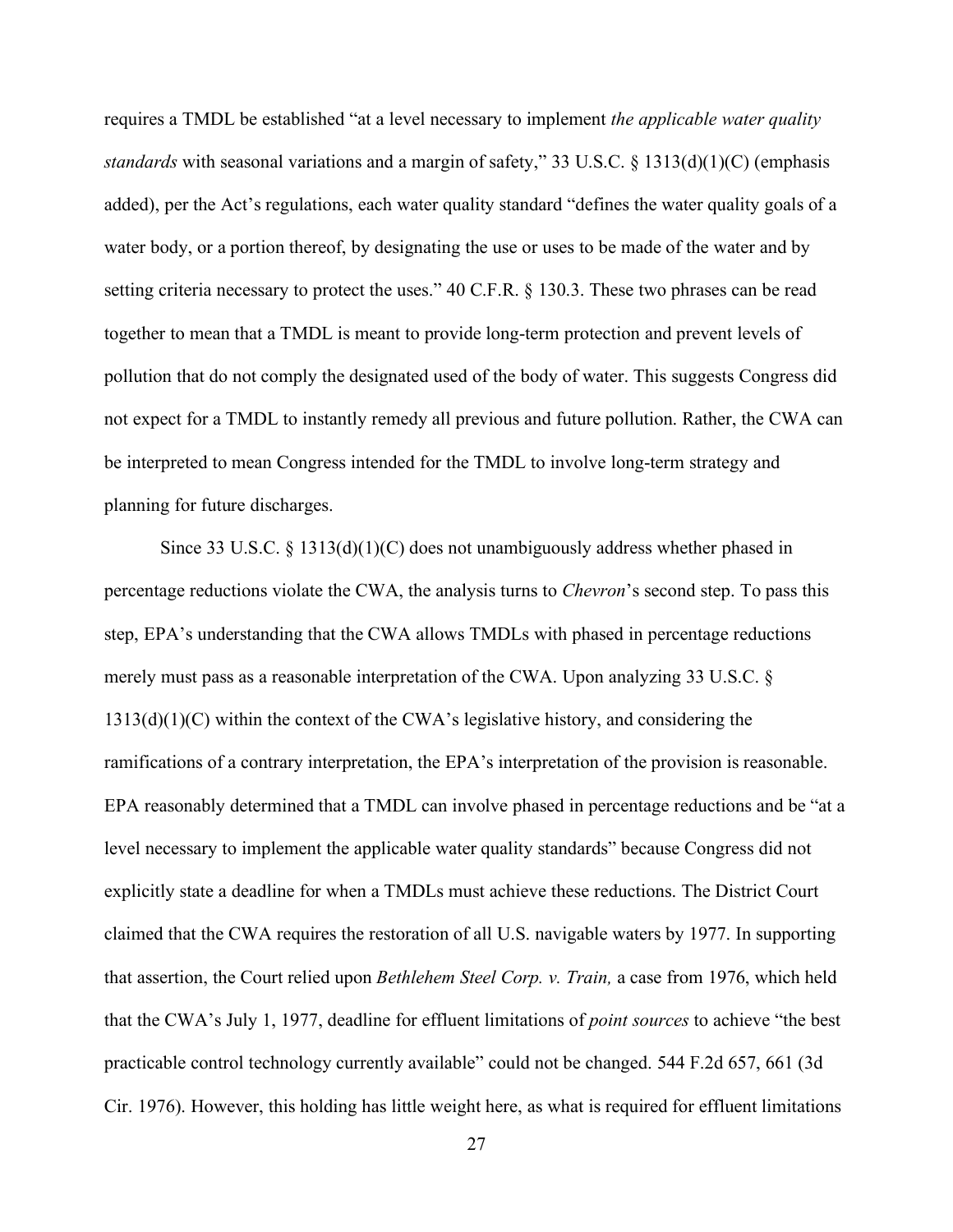requires a TMDL be established "at a level necessary to implement *the applicable water quality standards* with seasonal variations and a margin of safety," 33 U.S.C. § 1313(d)(1)(C) (emphasis added), per the Act's regulations, each water quality standard "defines the water quality goals of a water body, or a portion thereof, by designating the use or uses to be made of the water and by setting criteria necessary to protect the uses." 40 C.F.R. § 130.3. These two phrases can be read together to mean that a TMDL is meant to provide long-term protection and prevent levels of pollution that do not comply the designated used of the body of water. This suggests Congress did not expect for a TMDL to instantly remedy all previous and future pollution. Rather, the CWA can be interpreted to mean Congress intended for the TMDL to involve long-term strategy and planning for future discharges.

Since 33 U.S.C. § 1313(d)(1)(C) does not unambiguously address whether phased in percentage reductions violate the CWA, the analysis turns to *Chevron*'s second step. To pass this step, EPA's understanding that the CWA allows TMDLs with phased in percentage reductions merely must pass as a reasonable interpretation of the CWA. Upon analyzing 33 U.S.C. § 1313(d)(1)(C) within the context of the CWA's legislative history, and considering the ramifications of a contrary interpretation, the EPA's interpretation of the provision is reasonable. EPA reasonably determined that a TMDL can involve phased in percentage reductions and be "at a level necessary to implement the applicable water quality standards" because Congress did not explicitly state a deadline for when a TMDLs must achieve these reductions. The District Court claimed that the CWA requires the restoration of all U.S. navigable waters by 1977. In supporting that assertion, the Court relied upon *Bethlehem Steel Corp. v. Train,* a case from 1976, which held that the CWA's July 1, 1977, deadline for effluent limitations of *point sources* to achieve "the best practicable control technology currently available" could not be changed. 544 F.2d 657, 661 (3d Cir. 1976). However, this holding has little weight here, as what is required for effluent limitations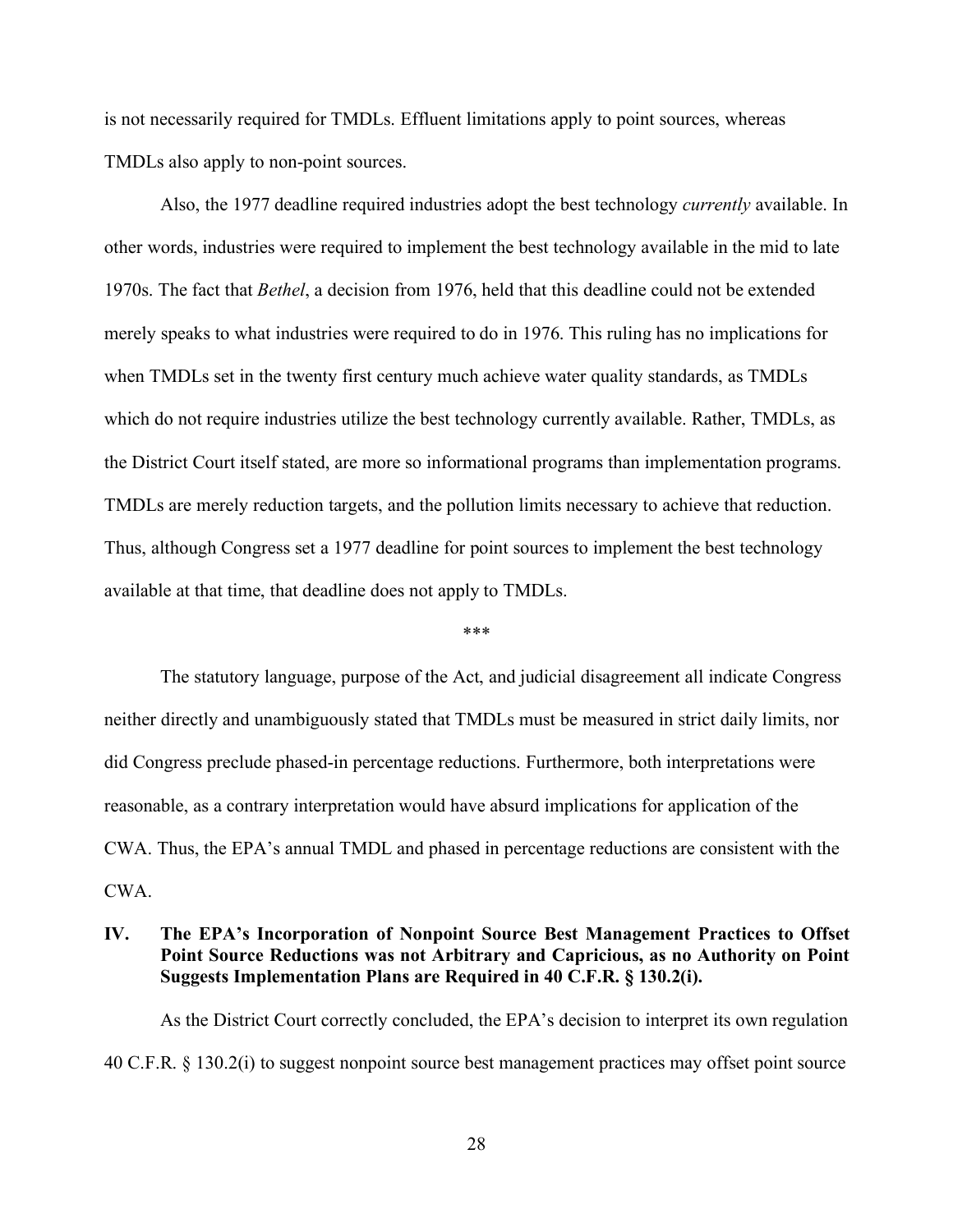is not necessarily required for TMDLs. Effluent limitations apply to point sources, whereas TMDLs also apply to non-point sources.

Also, the 1977 deadline required industries adopt the best technology *currently* available. In other words, industries were required to implement the best technology available in the mid to late 1970s. The fact that *Bethel*, a decision from 1976, held that this deadline could not be extended merely speaks to what industries were required to do in 1976. This ruling has no implications for when TMDLs set in the twenty first century much achieve water quality standards, as TMDLs which do not require industries utilize the best technology currently available. Rather, TMDLs, as the District Court itself stated, are more so informational programs than implementation programs. TMDLs are merely reduction targets, and the pollution limits necessary to achieve that reduction. Thus, although Congress set a 1977 deadline for point sources to implement the best technology available at that time, that deadline does not apply to TMDLs.

\*\*\*

The statutory language, purpose of the Act, and judicial disagreement all indicate Congress neither directly and unambiguously stated that TMDLs must be measured in strict daily limits, nor did Congress preclude phased-in percentage reductions. Furthermore, both interpretations were reasonable, as a contrary interpretation would have absurd implications for application of the CWA. Thus, the EPA's annual TMDL and phased in percentage reductions are consistent with the CWA.

## IV. The EPA's Incorporation of Nonpoint Source Best Management Practices to Offset Point Source Reductions was not Arbitrary and Capricious, as no Authority on Point Suggests Implementation Plans are Required in 40 C.F.R. § 130.2(i).

As the District Court correctly concluded, the EPA's decision to interpret its own regulation 40 C.F.R. § 130.2(i) to suggest nonpoint source best management practices may offset point source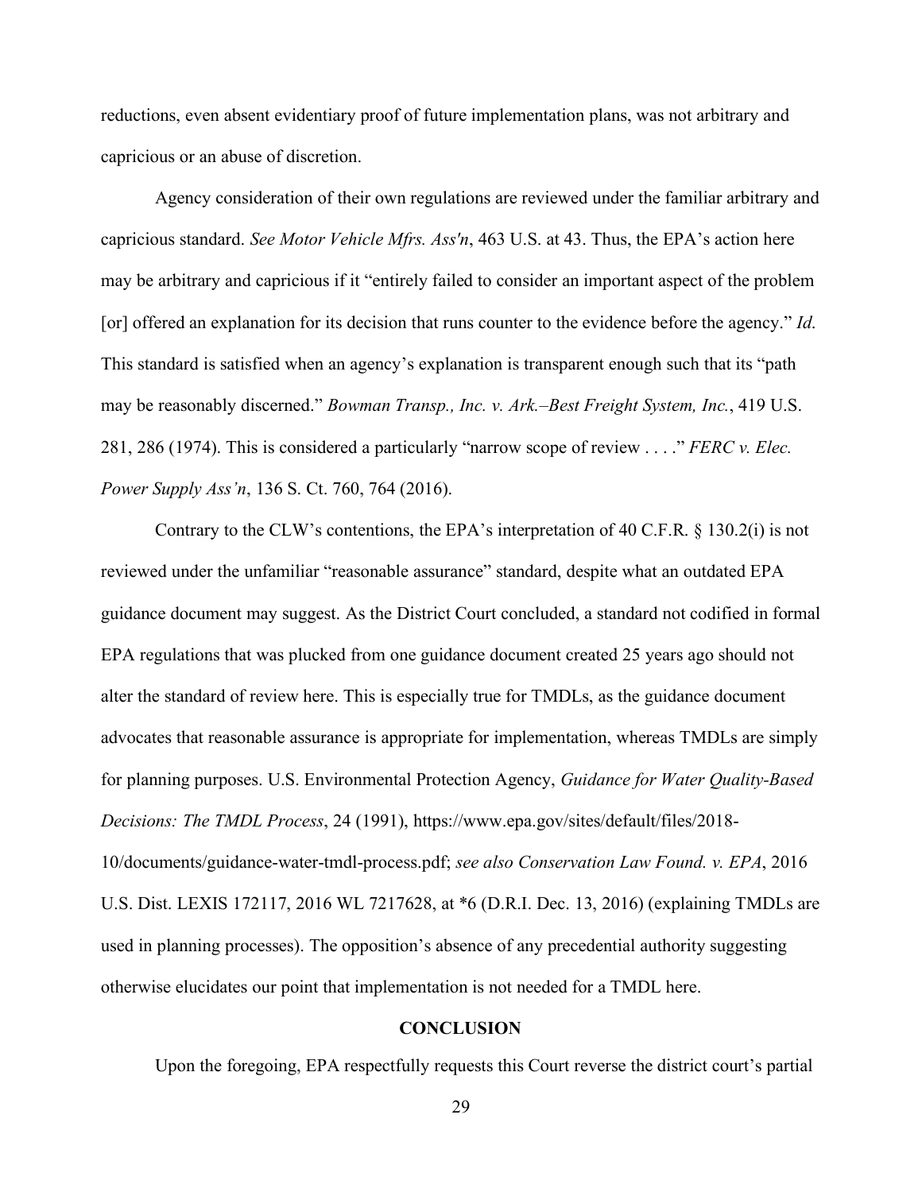reductions, even absent evidentiary proof of future implementation plans, was not arbitrary and capricious or an abuse of discretion.

Agency consideration of their own regulations are reviewed under the familiar arbitrary and capricious standard. *See Motor Vehicle Mfrs. Ass'n*, 463 U.S. at 43. Thus, the EPA's action here may be arbitrary and capricious if it "entirely failed to consider an important aspect of the problem [or] offered an explanation for its decision that runs counter to the evidence before the agency." *Id.* This standard is satisfied when an agency's explanation is transparent enough such that its "path may be reasonably discerned." *Bowman Transp., Inc. v. Ark.–Best Freight System, Inc.*, 419 U.S. 281, 286 (1974). This is considered a particularly "narrow scope of review . . . ." *FERC v. Elec. Power Supply Ass'n*, 136 S. Ct. 760, 764 (2016).

Contrary to the CLW's contentions, the EPA's interpretation of 40 C.F.R. § 130.2(i) is not reviewed under the unfamiliar "reasonable assurance" standard, despite what an outdated EPA guidance document may suggest. As the District Court concluded, a standard not codified in formal EPA regulations that was plucked from one guidance document created 25 years ago should not alter the standard of review here. This is especially true for TMDLs, as the guidance document advocates that reasonable assurance is appropriate for implementation, whereas TMDLs are simply for planning purposes. U.S. Environmental Protection Agency, *Guidance for Water Quality-Based Decisions: The TMDL Process*, 24 (1991), https://www.epa.gov/sites/default/files/2018-10/documents/guidance-water-tmdl-process.pdf; *see also Conservation Law Found. v. EPA*, 2016 U.S. Dist. LEXIS 172117, 2016 WL 7217628, at *6 (D.R.I. Dec. 13, 2016) (explaining TMDLs are used in planning processes). The opposition's absence of any precedential authority suggesting otherwise elucidates our point that implementation is not needed for a TMDL here.

**CONCLUSION**

Upon the foregoing, EPA respectfully requests this Court reverse the district court's partial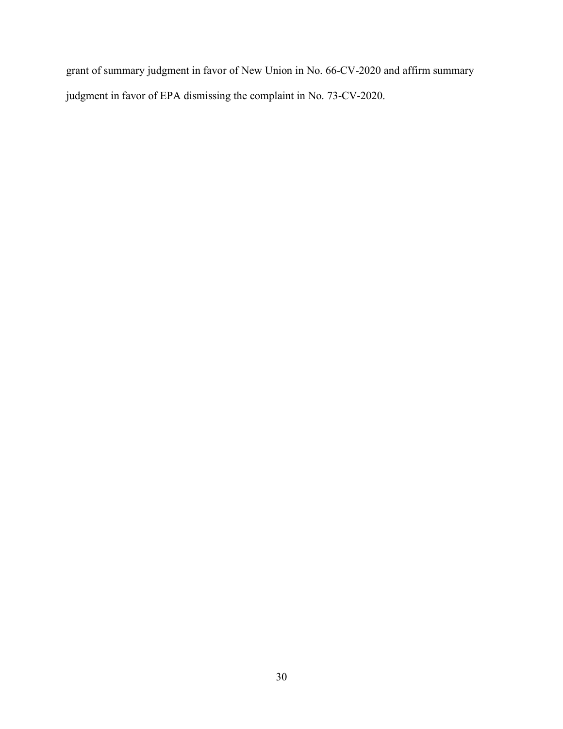grant of summary judgment in favor of New Union in No. 66-CV-2020 and affirm summary judgment in favor of EPA dismissing the complaint in No. 73-CV-2020.